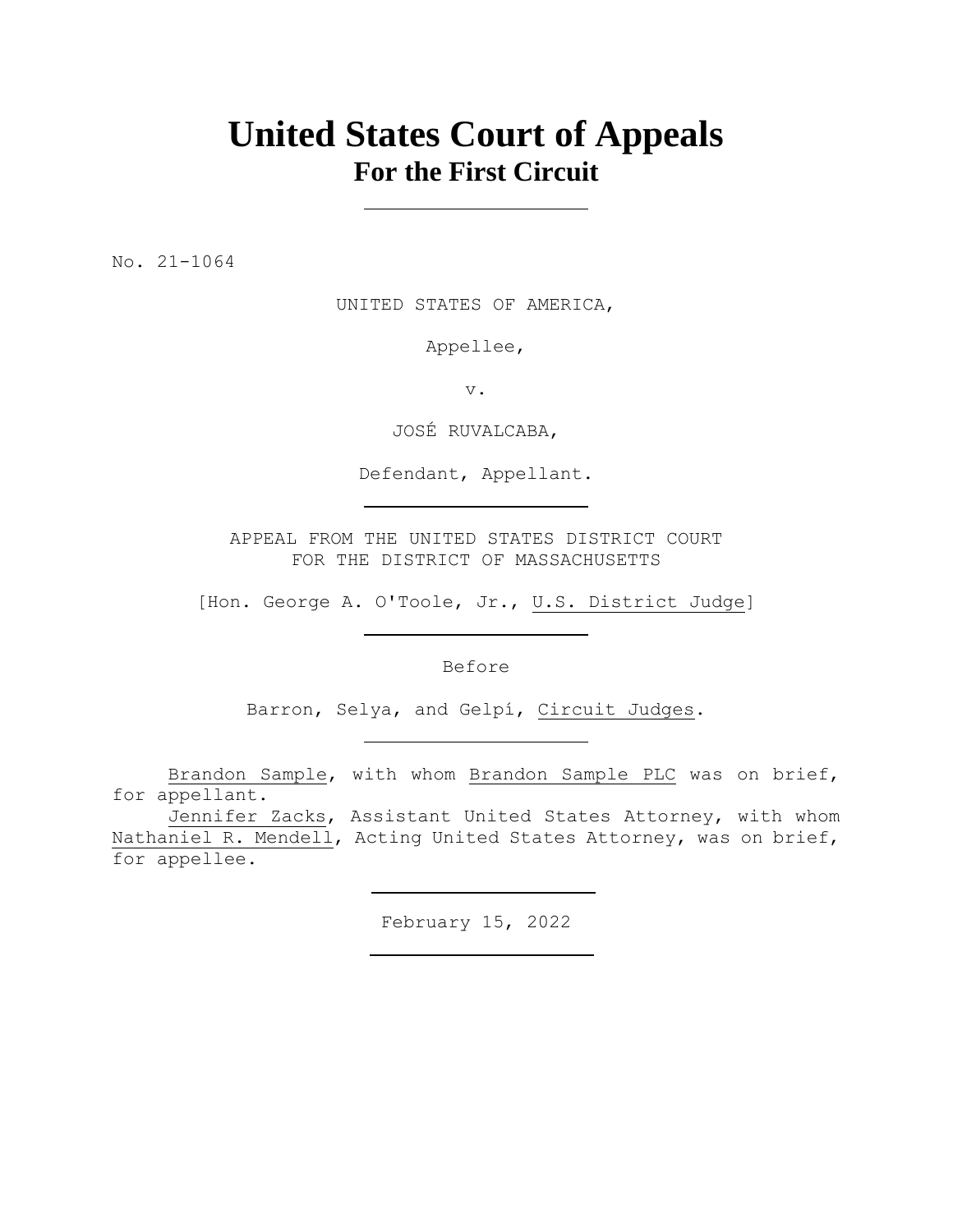# United States Court of Appeals
## For the First Circuit

---

No. 21-1064

UNITED STATES OF AMERICA,

Appellee,

v.

JOSÉ RUVALCABA,

Defendant, Appellant.

---

APPEAL FROM THE UNITED STATES DISTRICT COURT
FOR THE DISTRICT OF MASSACHUSETTS

[Hon. George A. O'Toole, Jr., U.S. District Judge]

---

Before

Barron, Selya, and Gelpí, Circuit Judges.

---

Brandon Sample, with whom Brandon Sample PLC was on brief, for appellant.

Jennifer Zacks, Assistant United States Attorney, with whom Nathaniel R. Mendell, Acting United States Attorney, was on brief, for appellee.

---

February 15, 2022

---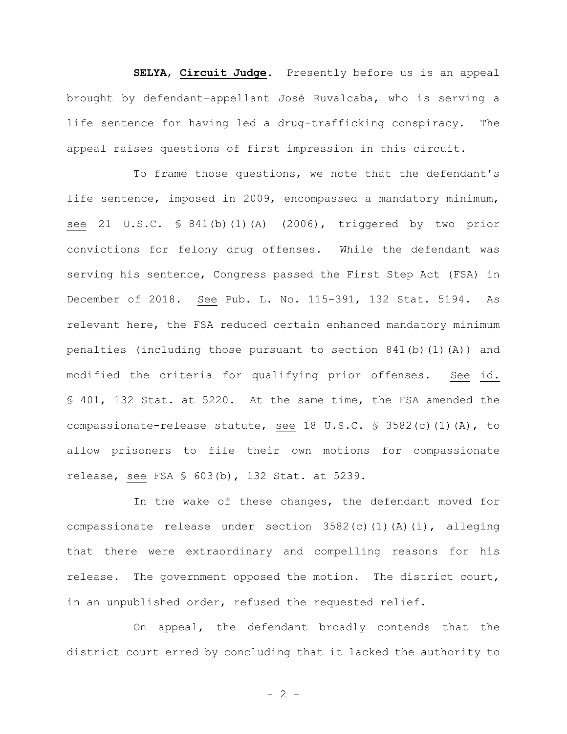**SELYA**, **Circuit Judge**. Presently before us is an appeal brought by defendant-appellant José Ruvalcaba, who is serving a life sentence for having led a drug-trafficking conspiracy. The appeal raises questions of first impression in this circuit.

To frame those questions, we note that the defendant's life sentence, imposed in 2009, encompassed a mandatory minimum, see 21 U.S.C. § 841(b)(1)(A) (2006), triggered by two prior convictions for felony drug offenses. While the defendant was serving his sentence, Congress passed the First Step Act (FSA) in December of 2018. See Pub. L. No. 115-391, 132 Stat. 5194. As relevant here, the FSA reduced certain enhanced mandatory minimum penalties (including those pursuant to section 841(b)(1)(A)) and modified the criteria for qualifying prior offenses. See id. § 401, 132 Stat. at 5220. At the same time, the FSA amended the compassionate-release statute, see 18 U.S.C. § 3582(c)(1)(A), to allow prisoners to file their own motions for compassionate release, see FSA § 603(b), 132 Stat. at 5239.

In the wake of these changes, the defendant moved for compassionate release under section 3582(c)(1)(A)(i), alleging that there were extraordinary and compelling reasons for his release. The government opposed the motion. The district court, in an unpublished order, refused the requested relief.

On appeal, the defendant broadly contends that the district court erred by concluding that it lacked the authority to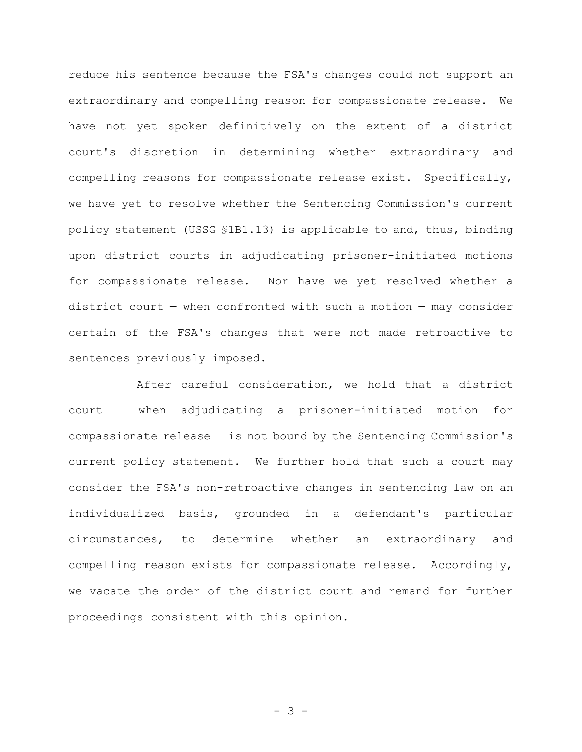reduce his sentence because the FSA's changes could not support an extraordinary and compelling reason for compassionate release. We have not yet spoken definitively on the extent of a district court's discretion in determining whether extraordinary and compelling reasons for compassionate release exist. Specifically, we have yet to resolve whether the Sentencing Commission's current policy statement (USSG §1B1.13) is applicable to and, thus, binding upon district courts in adjudicating prisoner-initiated motions for compassionate release. Nor have we yet resolved whether a district court — when confronted with such a motion — may consider certain of the FSA's changes that were not made retroactive to sentences previously imposed.

After careful consideration, we hold that a district court — when adjudicating a prisoner-initiated motion for compassionate release — is not bound by the Sentencing Commission's current policy statement. We further hold that such a court may consider the FSA's non-retroactive changes in sentencing law on an individualized basis, grounded in a defendant's particular circumstances, to determine whether an extraordinary and compelling reason exists for compassionate release. Accordingly, we vacate the order of the district court and remand for further proceedings consistent with this opinion.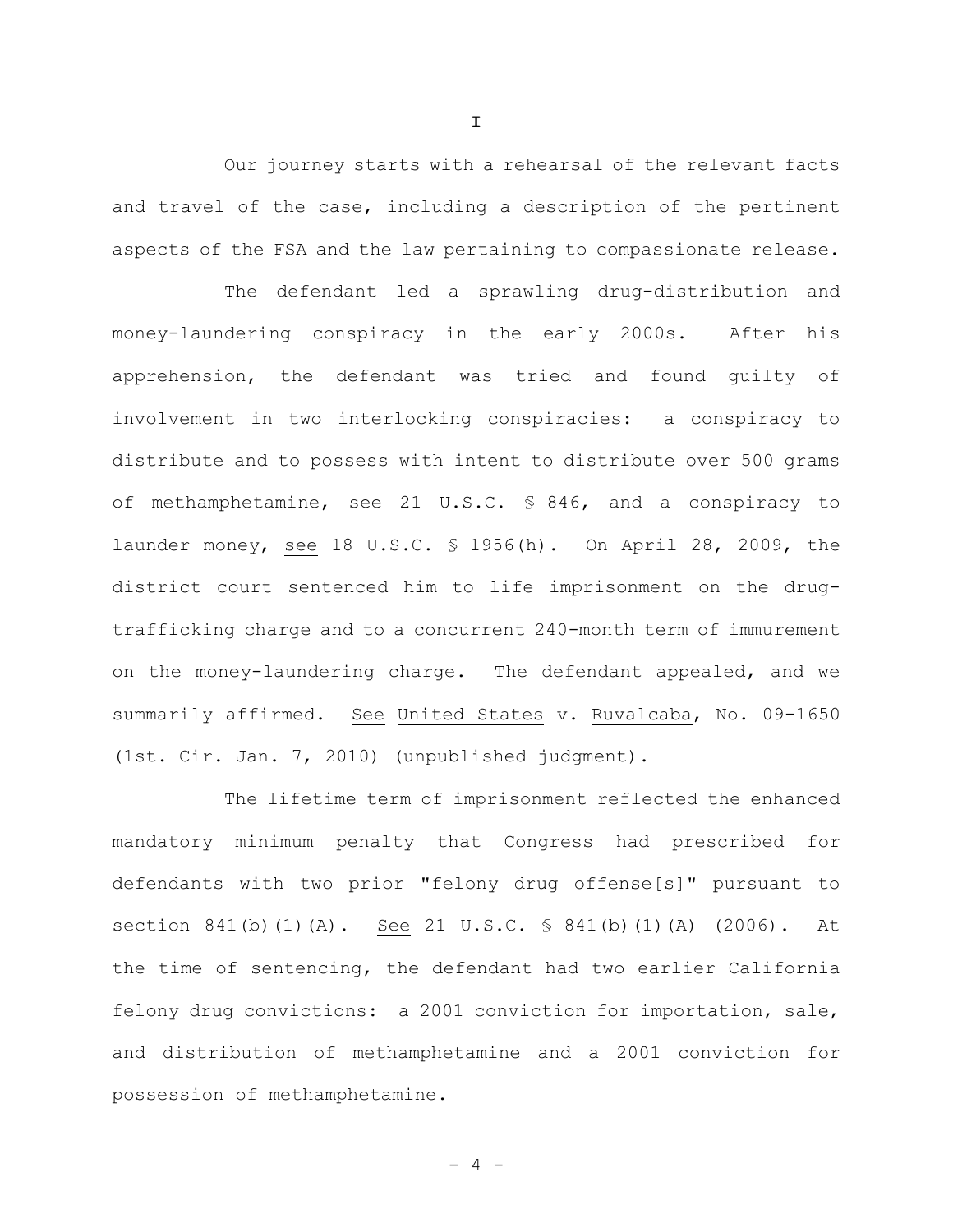# I

Our journey starts with a rehearsal of the relevant facts and travel of the case, including a description of the pertinent aspects of the FSA and the law pertaining to compassionate release.

The defendant led a sprawling drug-distribution and money-laundering conspiracy in the early 2000s. After his apprehension, the defendant was tried and found guilty of involvement in two interlocking conspiracies: a conspiracy to distribute and to possess with intent to distribute over 500 grams of methamphetamine, see 21 U.S.C. § 846, and a conspiracy to launder money, see 18 U.S.C. § 1956(h). On April 28, 2009, the district court sentenced him to life imprisonment on the drug-trafficking charge and to a concurrent 240-month term of immurement on the money-laundering charge. The defendant appealed, and we summarily affirmed. See United States v. Ruvalcaba, No. 09-1650 (1st. Cir. Jan. 7, 2010) (unpublished judgment).

The lifetime term of imprisonment reflected the enhanced mandatory minimum penalty that Congress had prescribed for defendants with two prior "felony drug offense[s]" pursuant to section 841(b)(1)(A). See 21 U.S.C. § 841(b)(1)(A) (2006). At the time of sentencing, the defendant had two earlier California felony drug convictions: a 2001 conviction for importation, sale, and distribution of methamphetamine and a 2001 conviction for possession of methamphetamine.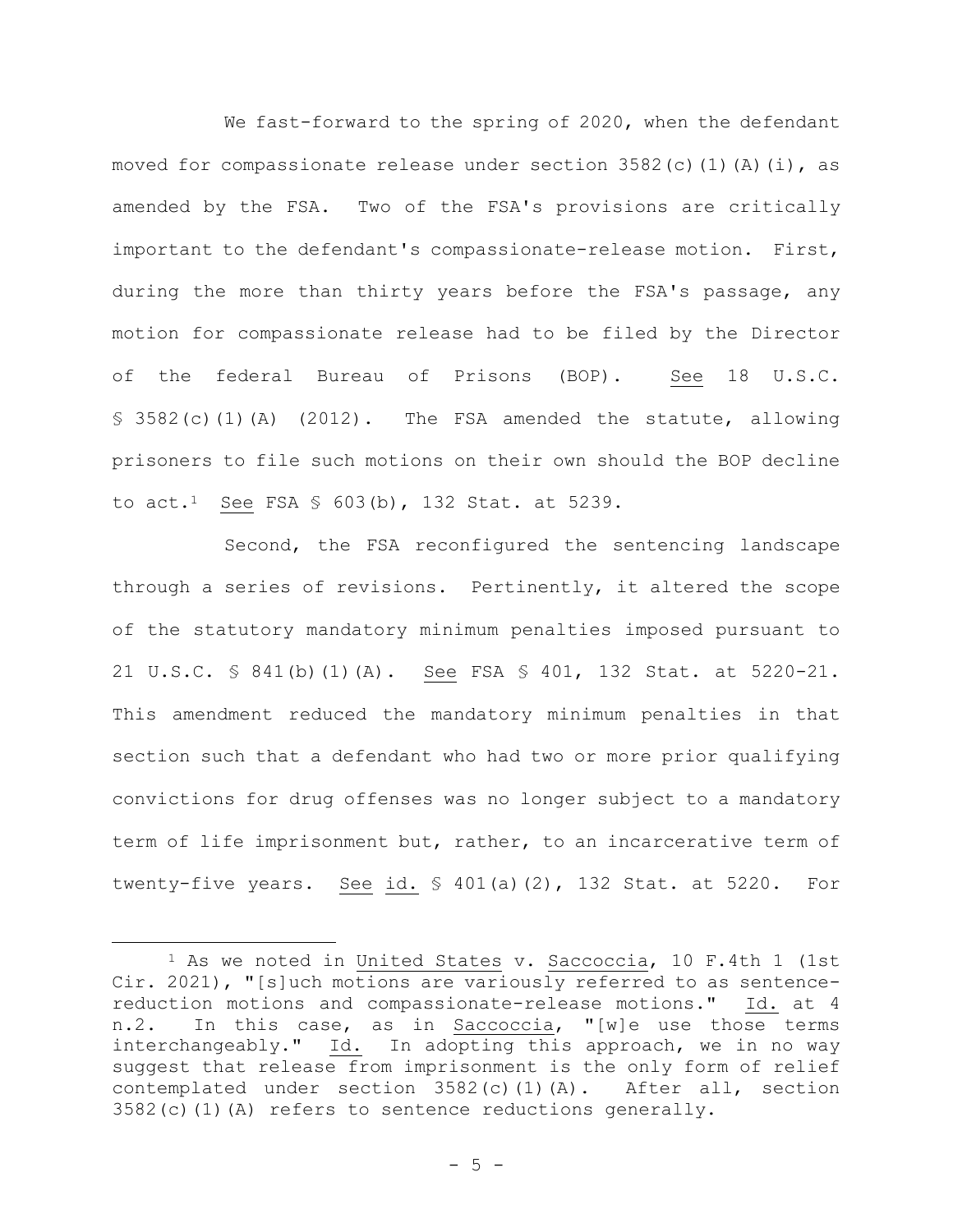We fast-forward to the spring of 2020, when the defendant moved for compassionate release under section 3582(c)(1)(A)(i), as amended by the FSA. Two of the FSA's provisions are critically important to the defendant's compassionate-release motion. First, during the more than thirty years before the FSA's passage, any motion for compassionate release had to be filed by the Director of the federal Bureau of Prisons (BOP). See 18 U.S.C. § 3582(c)(1)(A) (2012). The FSA amended the statute, allowing prisoners to file such motions on their own should the BOP decline to act.[1] See FSA § 603(b), 132 Stat. at 5239.

Second, the FSA reconfigured the sentencing landscape through a series of revisions. Pertinently, it altered the scope of the statutory mandatory minimum penalties imposed pursuant to 21 U.S.C. § 841(b)(1)(A). See FSA § 401, 132 Stat. at 5220-21. This amendment reduced the mandatory minimum penalties in that section such that a defendant who had two or more prior qualifying convictions for drug offenses was no longer subject to a mandatory term of life imprisonment but, rather, to an incarcerative term of twenty-five years. See id. § 401(a)(2), 132 Stat. at 5220. For

[1] As we noted in United States v. Saccoccia, 10 F.4th 1 (1st Cir. 2021), "[s]uch motions are variously referred to as sentence-reduction motions and compassionate-release motions." Id. at 4 n.2. In this case, as in Saccoccia, "[w]e use those terms interchangeably." Id. In adopting this approach, we in no way suggest that release from imprisonment is the only form of relief contemplated under section 3582(c)(1)(A). After all, section 3582(c)(1)(A) refers to sentence reductions generally.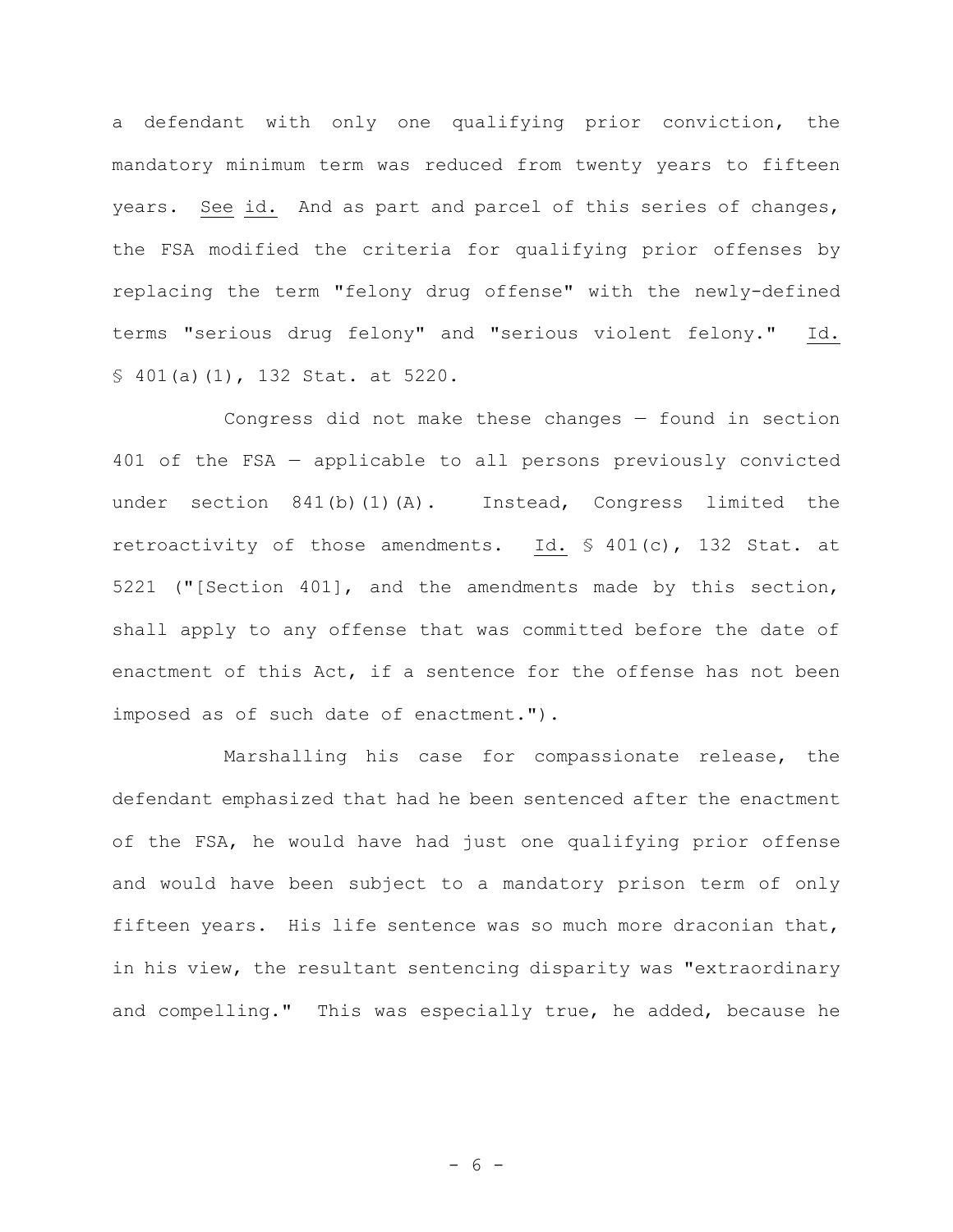a defendant with only one qualifying prior conviction, the mandatory minimum term was reduced from twenty years to fifteen years. See id. And as part and parcel of this series of changes, the FSA modified the criteria for qualifying prior offenses by replacing the term "felony drug offense" with the newly-defined terms "serious drug felony" and "serious violent felony." Id. § 401(a)(1), 132 Stat. at 5220.

Congress did not make these changes — found in section 401 of the FSA — applicable to all persons previously convicted under section 841(b)(1)(A). Instead, Congress limited the retroactivity of those amendments. Id. § 401(c), 132 Stat. at 5221 ("[Section 401], and the amendments made by this section, shall apply to any offense that was committed before the date of enactment of this Act, if a sentence for the offense has not been imposed as of such date of enactment.").

Marshalling his case for compassionate release, the defendant emphasized that had he been sentenced after the enactment of the FSA, he would have had just one qualifying prior offense and would have been subject to a mandatory prison term of only fifteen years. His life sentence was so much more draconian that, in his view, the resultant sentencing disparity was "extraordinary and compelling." This was especially true, he added, because he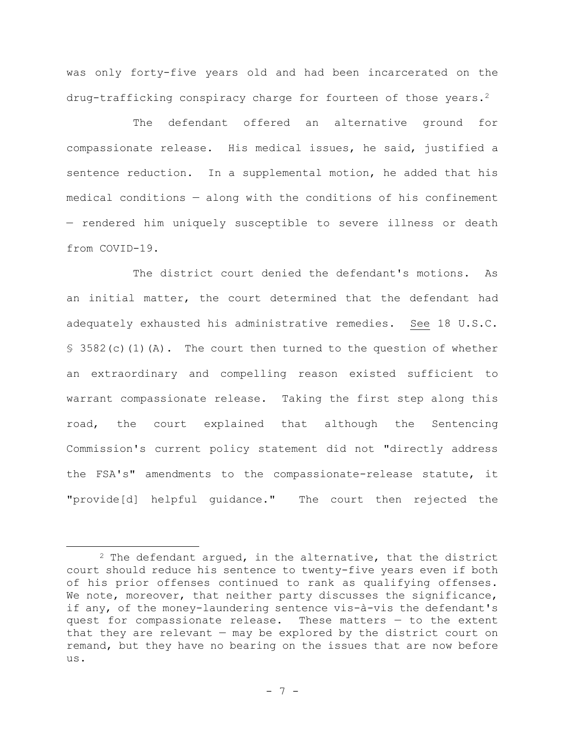was only forty-five years old and had been incarcerated on the drug-trafficking conspiracy charge for fourteen of those years.[2]

The defendant offered an alternative ground for compassionate release. His medical issues, he said, justified a sentence reduction. In a supplemental motion, he added that his medical conditions — along with the conditions of his confinement — rendered him uniquely susceptible to severe illness or death from COVID-19.

The district court denied the defendant's motions. As an initial matter, the court determined that the defendant had adequately exhausted his administrative remedies. See 18 U.S.C. § 3582(c)(1)(A). The court then turned to the question of whether an extraordinary and compelling reason existed sufficient to warrant compassionate release. Taking the first step along this road, the court explained that although the Sentencing Commission's current policy statement did not "directly address the FSA's" amendments to the compassionate-release statute, it "provide[d] helpful guidance." The court then rejected the

---

[2] The defendant argued, in the alternative, that the district court should reduce his sentence to twenty-five years even if both of his prior offenses continued to rank as qualifying offenses. We note, moreover, that neither party discusses the significance, if any, of the money-laundering sentence vis-à-vis the defendant's quest for compassionate release. These matters — to the extent that they are relevant — may be explored by the district court on remand, but they have no bearing on the issues that are now before us.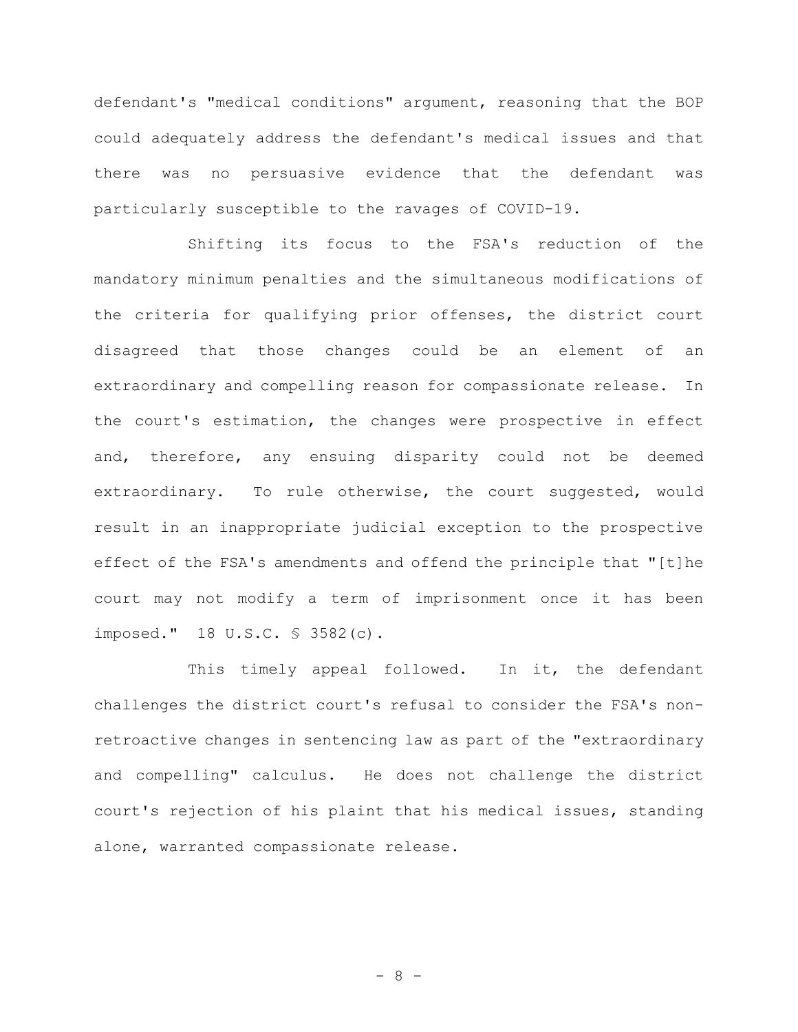defendant's "medical conditions" argument, reasoning that the BOP could adequately address the defendant's medical issues and that there was no persuasive evidence that the defendant was particularly susceptible to the ravages of COVID-19.

Shifting its focus to the FSA's reduction of the mandatory minimum penalties and the simultaneous modifications of the criteria for qualifying prior offenses, the district court disagreed that those changes could be an element of an extraordinary and compelling reason for compassionate release. In the court's estimation, the changes were prospective in effect and, therefore, any ensuing disparity could not be deemed extraordinary. To rule otherwise, the court suggested, would result in an inappropriate judicial exception to the prospective effect of the FSA's amendments and offend the principle that "[t]he court may not modify a term of imprisonment once it has been imposed." 18 U.S.C. § 3582(c).

This timely appeal followed. In it, the defendant challenges the district court's refusal to consider the FSA's non-retroactive changes in sentencing law as part of the "extraordinary and compelling" calculus. He does not challenge the district court's rejection of his plaint that his medical issues, standing alone, warranted compassionate release.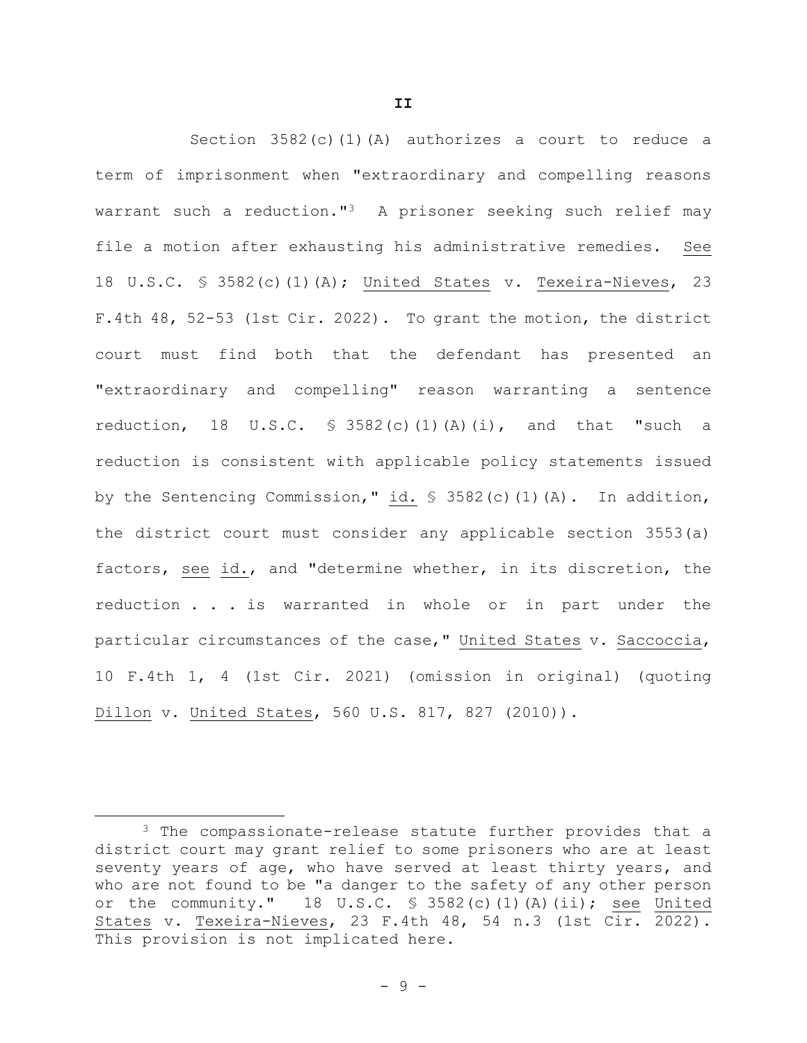## II

Section 3582(c)(1)(A) authorizes a court to reduce a term of imprisonment when "extraordinary and compelling reasons warrant such a reduction."[3] A prisoner seeking such relief may file a motion after exhausting his administrative remedies. See 18 U.S.C. § 3582(c)(1)(A); United States v. Texeira-Nieves, 23 F.4th 48, 52-53 (1st Cir. 2022). To grant the motion, the district court must find both that the defendant has presented an "extraordinary and compelling" reason warranting a sentence reduction, 18 U.S.C. § 3582(c)(1)(A)(i), and that "such a reduction is consistent with applicable policy statements issued by the Sentencing Commission," id. § 3582(c)(1)(A). In addition, the district court must consider any applicable section 3553(a) factors, see id., and "determine whether, in its discretion, the reduction . . . is warranted in whole or in part under the particular circumstances of the case," United States v. Saccoccia, 10 F.4th 1, 4 (1st Cir. 2021) (omission in original) (quoting Dillon v. United States, 560 U.S. 817, 827 (2010)).

---

[3] The compassionate-release statute further provides that a district court may grant relief to some prisoners who are at least seventy years of age, who have served at least thirty years, and who are not found to be "a danger to the safety of any other person or the community." 18 U.S.C. § 3582(c)(1)(A)(ii); see United States v. Texeira-Nieves, 23 F.4th 48, 54 n.3 (1st Cir. 2022). This provision is not implicated here.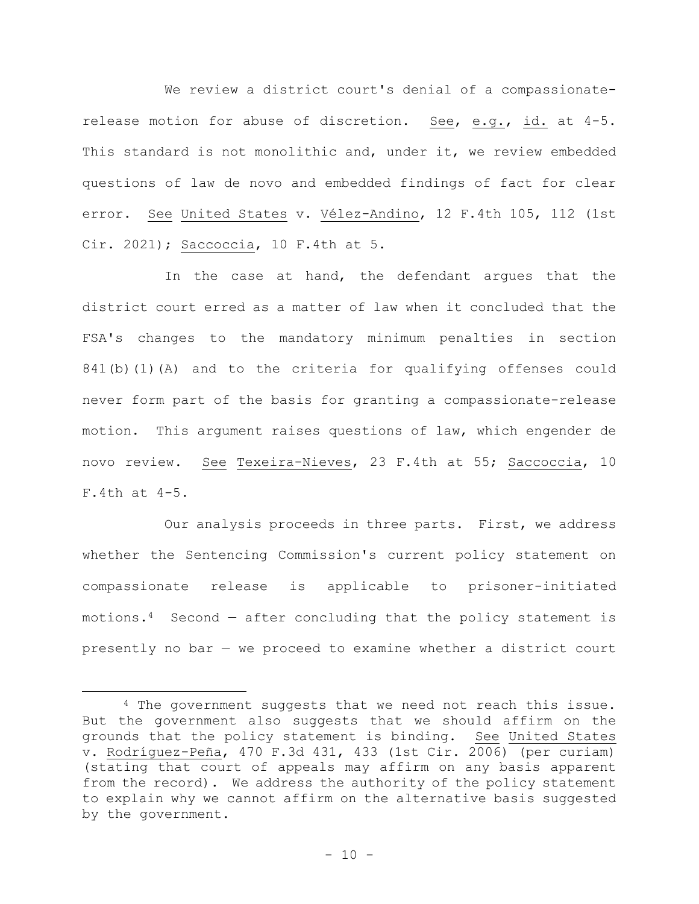We review a district court's denial of a compassionate-release motion for abuse of discretion. See, e.g., id. at 4-5. This standard is not monolithic and, under it, we review embedded questions of law de novo and embedded findings of fact for clear error. See United States v. Vélez-Andino, 12 F.4th 105, 112 (1st Cir. 2021); Saccoccia, 10 F.4th at 5.

In the case at hand, the defendant argues that the district court erred as a matter of law when it concluded that the FSA's changes to the mandatory minimum penalties in section 841(b)(1)(A) and to the criteria for qualifying offenses could never form part of the basis for granting a compassionate-release motion. This argument raises questions of law, which engender de novo review. See Texeira-Nieves, 23 F.4th at 55; Saccoccia, 10 F.4th at 4-5.

Our analysis proceeds in three parts. First, we address whether the Sentencing Commission's current policy statement on compassionate release is applicable to prisoner-initiated motions.[4] Second — after concluding that the policy statement is presently no bar — we proceed to examine whether a district court

---

[4] The government suggests that we need not reach this issue. But the government also suggests that we should affirm on the grounds that the policy statement is binding. See United States v. Rodríguez-Peña, 470 F.3d 431, 433 (1st Cir. 2006) (per curiam) (stating that court of appeals may affirm on any basis apparent from the record). We address the authority of the policy statement to explain why we cannot affirm on the alternative basis suggested by the government.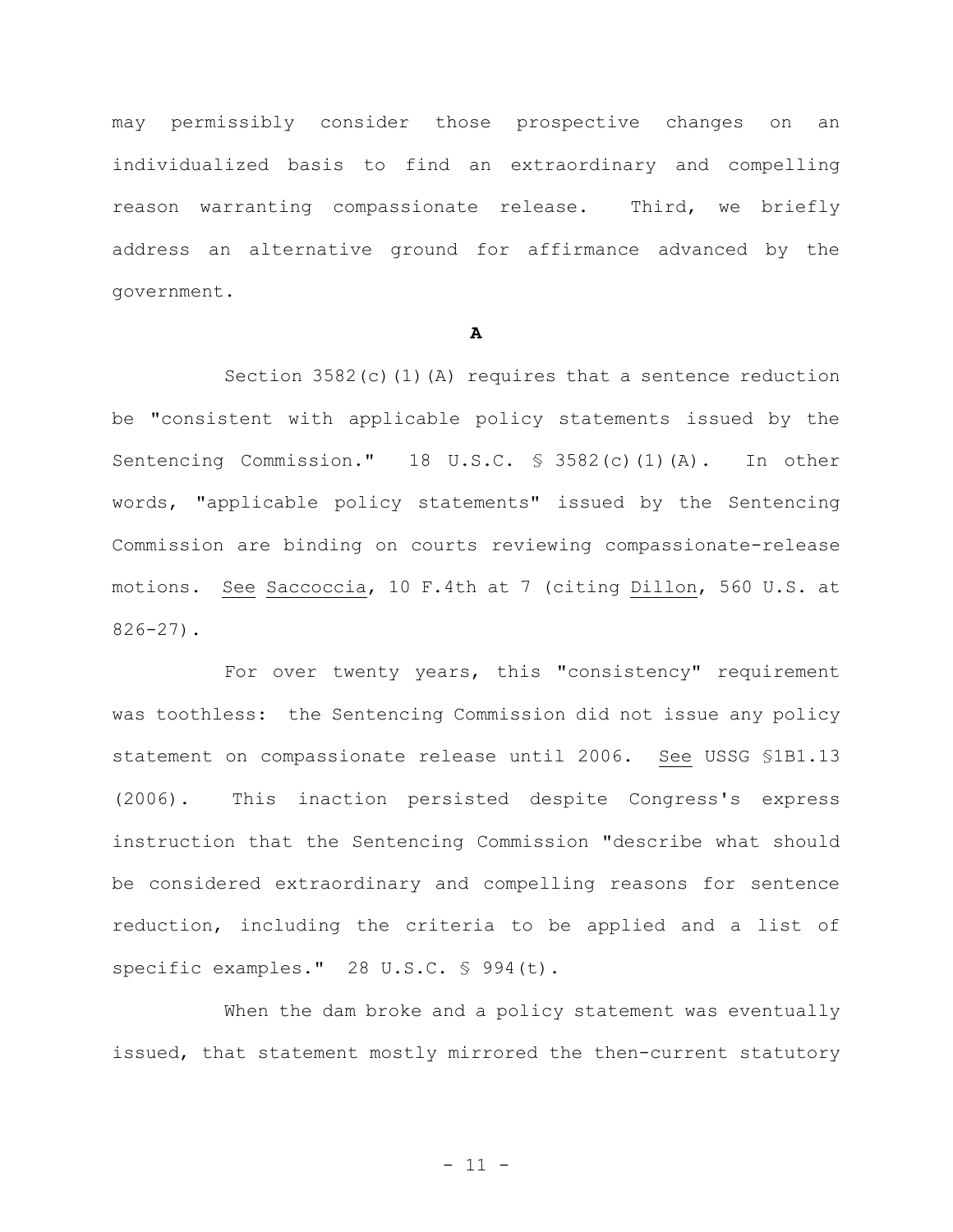may permissibly consider those prospective changes on an individualized basis to find an extraordinary and compelling reason warranting compassionate release. Third, we briefly address an alternative ground for affirmance advanced by the government.

**A**

Section 3582(c)(1)(A) requires that a sentence reduction be "consistent with applicable policy statements issued by the Sentencing Commission." 18 U.S.C. § 3582(c)(1)(A). In other words, "applicable policy statements" issued by the Sentencing Commission are binding on courts reviewing compassionate-release motions. See Saccoccia, 10 F.4th at 7 (citing Dillon, 560 U.S. at 826-27).

For over twenty years, this "consistency" requirement was toothless: the Sentencing Commission did not issue any policy statement on compassionate release until 2006. See USSG §1B1.13 (2006). This inaction persisted despite Congress's express instruction that the Sentencing Commission "describe what should be considered extraordinary and compelling reasons for sentence reduction, including the criteria to be applied and a list of specific examples." 28 U.S.C. § 994(t).

When the dam broke and a policy statement was eventually issued, that statement mostly mirrored the then-current statutory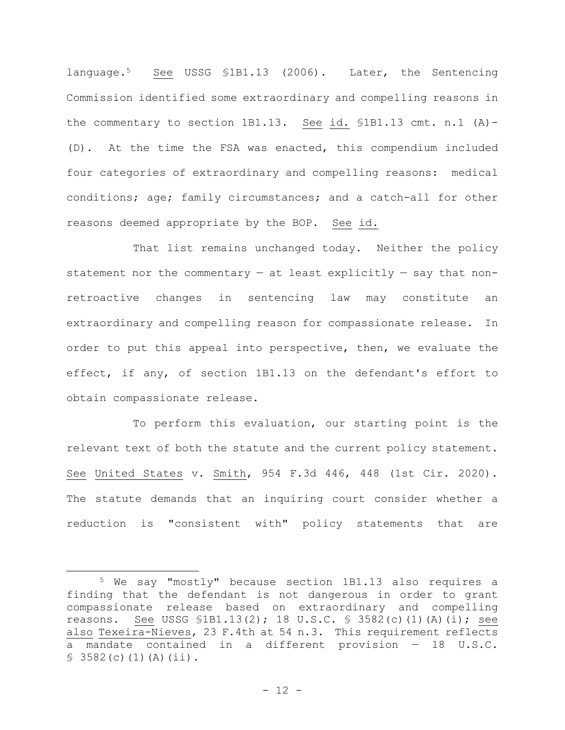language.[5] See USSG §1B1.13 (2006). Later, the Sentencing Commission identified some extraordinary and compelling reasons in the commentary to section 1B1.13. See id. §1B1.13 cmt. n.1 (A)-(D). At the time the FSA was enacted, this compendium included four categories of extraordinary and compelling reasons: medical conditions; age; family circumstances; and a catch-all for other reasons deemed appropriate by the BOP. See id.

That list remains unchanged today. Neither the policy statement nor the commentary — at least explicitly — say that non-retroactive changes in sentencing law may constitute an extraordinary and compelling reason for compassionate release. In order to put this appeal into perspective, then, we evaluate the effect, if any, of section 1B1.13 on the defendant's effort to obtain compassionate release.

To perform this evaluation, our starting point is the relevant text of both the statute and the current policy statement. See United States v. Smith, 954 F.3d 446, 448 (1st Cir. 2020). The statute demands that an inquiring court consider whether a reduction is "consistent with" policy statements that are

[5] We say "mostly" because section 1B1.13 also requires a finding that the defendant is not dangerous in order to grant compassionate release based on extraordinary and compelling reasons. See USSG §1B1.13(2); 18 U.S.C. § 3582(c)(1)(A)(i); see also Texeira-Nieves, 23 F.4th at 54 n.3. This requirement reflects a mandate contained in a different provision — 18 U.S.C. § 3582(c)(1)(A)(ii).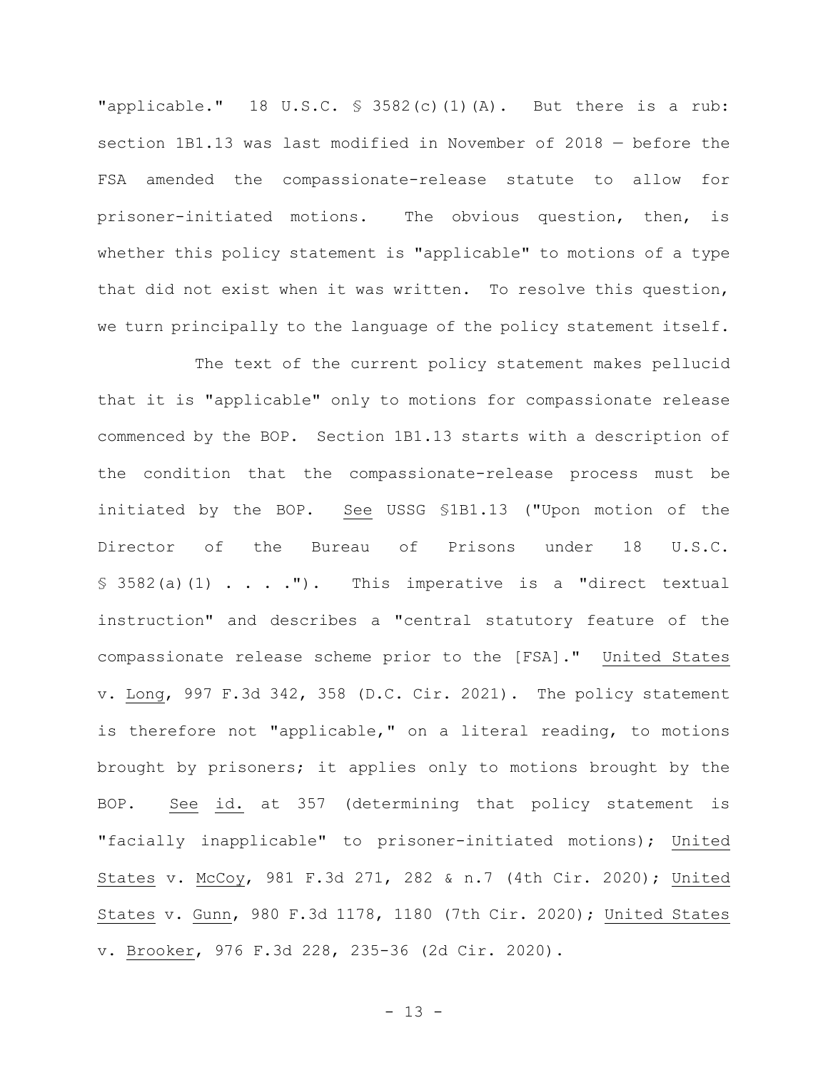"applicable." 18 U.S.C. § 3582(c)(1)(A). But there is a rub: section 1B1.13 was last modified in November of 2018 — before the FSA amended the compassionate-release statute to allow for prisoner-initiated motions. The obvious question, then, is whether this policy statement is "applicable" to motions of a type that did not exist when it was written. To resolve this question, we turn principally to the language of the policy statement itself.

The text of the current policy statement makes pellucid that it is "applicable" only to motions for compassionate release commenced by the BOP. Section 1B1.13 starts with a description of the condition that the compassionate-release process must be initiated by the BOP. See USSG §1B1.13 ("Upon motion of the Director of the Bureau of Prisons under 18 U.S.C. § 3582(a)(1) . . . ."). This imperative is a "direct textual instruction" and describes a "central statutory feature of the compassionate release scheme prior to the [FSA]." United States v. Long, 997 F.3d 342, 358 (D.C. Cir. 2021). The policy statement is therefore not "applicable," on a literal reading, to motions brought by prisoners; it applies only to motions brought by the BOP. See id. at 357 (determining that policy statement is "facially inapplicable" to prisoner-initiated motions); United States v. McCoy, 981 F.3d 271, 282 & n.7 (4th Cir. 2020); United States v. Gunn, 980 F.3d 1178, 1180 (7th Cir. 2020); United States v. Brooker, 976 F.3d 228, 235-36 (2d Cir. 2020).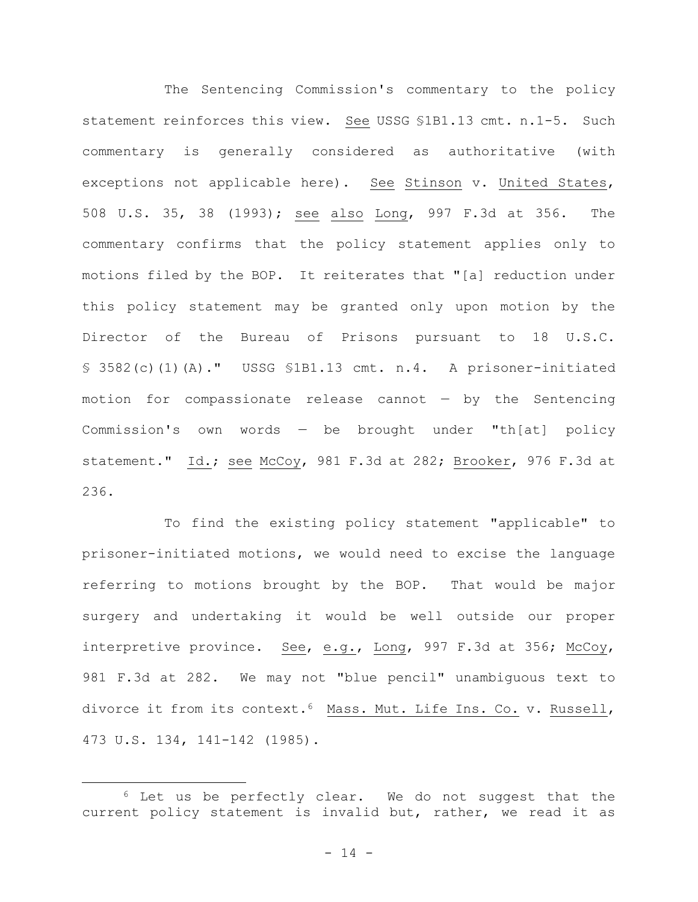The Sentencing Commission's commentary to the policy statement reinforces this view. See USSG §1B1.13 cmt. n.1-5. Such commentary is generally considered as authoritative (with exceptions not applicable here). See Stinson v. United States, 508 U.S. 35, 38 (1993); see also Long, 997 F.3d at 356. The commentary confirms that the policy statement applies only to motions filed by the BOP. It reiterates that "[a] reduction under this policy statement may be granted only upon motion by the Director of the Bureau of Prisons pursuant to 18 U.S.C. § 3582(c)(1)(A)." USSG §1B1.13 cmt. n.4. A prisoner-initiated motion for compassionate release cannot — by the Sentencing Commission's own words — be brought under "th[at] policy statement." Id.; see McCoy, 981 F.3d at 282; Brooker, 976 F.3d at 236.

To find the existing policy statement "applicable" to prisoner-initiated motions, we would need to excise the language referring to motions brought by the BOP. That would be major surgery and undertaking it would be well outside our proper interpretive province. See, e.g., Long, 997 F.3d at 356; McCoy, 981 F.3d at 282. We may not "blue pencil" unambiguous text to divorce it from its context.[6] Mass. Mut. Life Ins. Co. v. Russell, 473 U.S. 134, 141-142 (1985).

[6] Let us be perfectly clear. We do not suggest that the current policy statement is invalid but, rather, we read it as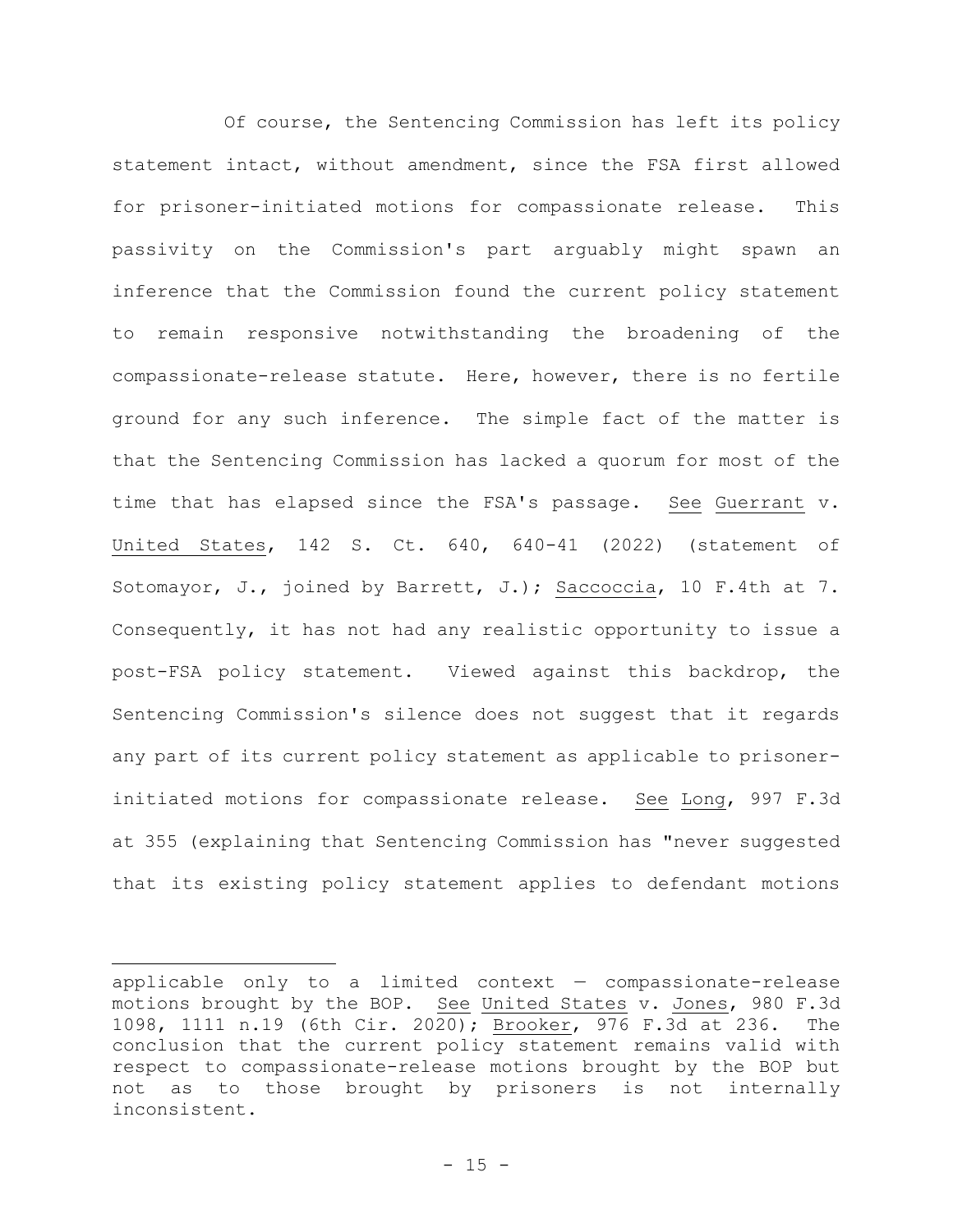Of course, the Sentencing Commission has left its policy statement intact, without amendment, since the FSA first allowed for prisoner-initiated motions for compassionate release. This passivity on the Commission's part arguably might spawn an inference that the Commission found the current policy statement to remain responsive notwithstanding the broadening of the compassionate-release statute. Here, however, there is no fertile ground for any such inference. The simple fact of the matter is that the Sentencing Commission has lacked a quorum for most of the time that has elapsed since the FSA's passage. See Guerrant v. United States, 142 S. Ct. 640, 640-41 (2022) (statement of Sotomayor, J., joined by Barrett, J.); Saccoccia, 10 F.4th at 7. Consequently, it has not had any realistic opportunity to issue a post-FSA policy statement. Viewed against this backdrop, the Sentencing Commission's silence does not suggest that it regards any part of its current policy statement as applicable to prisoner-initiated motions for compassionate release. See Long, 997 F.3d at 355 (explaining that Sentencing Commission has "never suggested that its existing policy statement applies to defendant motions

---

applicable only to a limited context — compassionate-release motions brought by the BOP. See United States v. Jones, 980 F.3d 1098, 1111 n.19 (6th Cir. 2020); Brooker, 976 F.3d at 236. The conclusion that the current policy statement remains valid with respect to compassionate-release motions brought by the BOP but not as to those brought by prisoners is not internally inconsistent.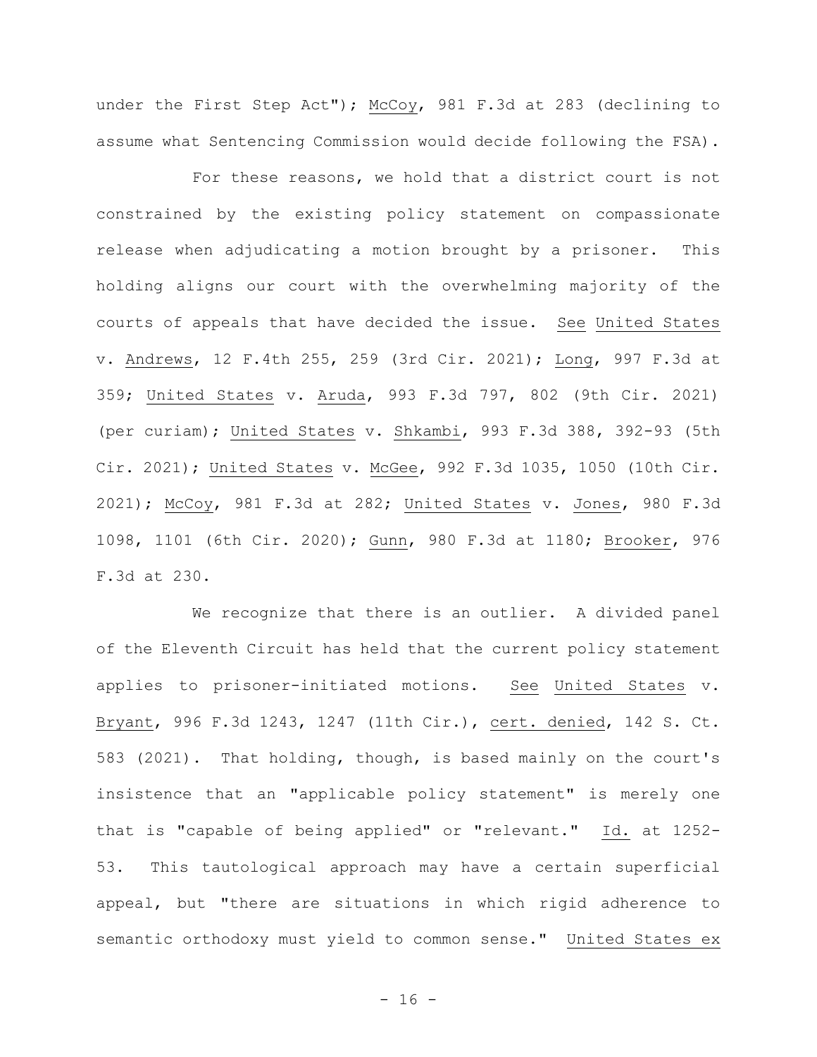under the First Step Act"); McCoy, 981 F.3d at 283 (declining to assume what Sentencing Commission would decide following the FSA).

For these reasons, we hold that a district court is not constrained by the existing policy statement on compassionate release when adjudicating a motion brought by a prisoner. This holding aligns our court with the overwhelming majority of the courts of appeals that have decided the issue. See United States v. Andrews, 12 F.4th 255, 259 (3rd Cir. 2021); Long, 997 F.3d at 359; United States v. Aruda, 993 F.3d 797, 802 (9th Cir. 2021) (per curiam); United States v. Shkambi, 993 F.3d 388, 392-93 (5th Cir. 2021); United States v. McGee, 992 F.3d 1035, 1050 (10th Cir. 2021); McCoy, 981 F.3d at 282; United States v. Jones, 980 F.3d 1098, 1101 (6th Cir. 2020); Gunn, 980 F.3d at 1180; Brooker, 976 F.3d at 230.

We recognize that there is an outlier. A divided panel of the Eleventh Circuit has held that the current policy statement applies to prisoner-initiated motions. See United States v. Bryant, 996 F.3d 1243, 1247 (11th Cir.), cert. denied, 142 S. Ct. 583 (2021). That holding, though, is based mainly on the court's insistence that an "applicable policy statement" is merely one that is "capable of being applied" or "relevant." Id. at 1252-53. This tautological approach may have a certain superficial appeal, but "there are situations in which rigid adherence to semantic orthodoxy must yield to common sense." United States ex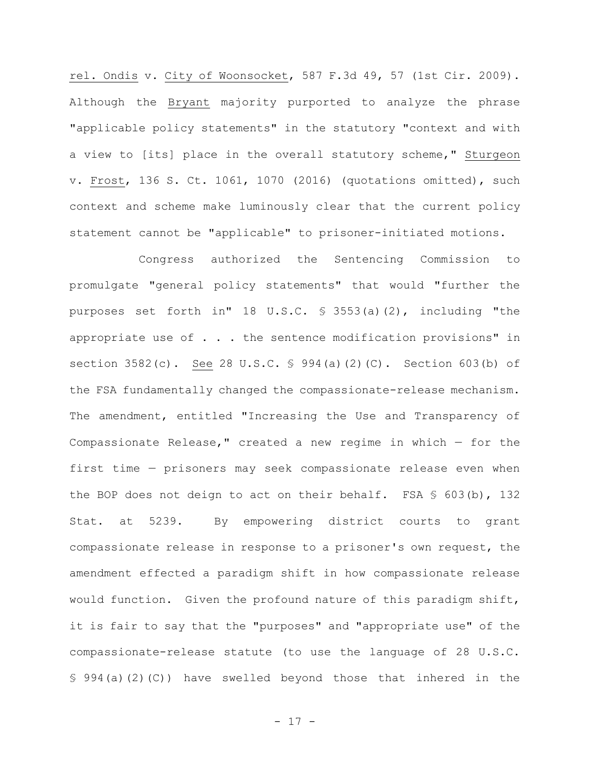rel. Ondis v. City of Woonsocket, 587 F.3d 49, 57 (1st Cir. 2009). Although the Bryant majority purported to analyze the phrase "applicable policy statements" in the statutory "context and with a view to [its] place in the overall statutory scheme," Sturgeon v. Frost, 136 S. Ct. 1061, 1070 (2016) (quotations omitted), such context and scheme make luminously clear that the current policy statement cannot be "applicable" to prisoner-initiated motions.

Congress authorized the Sentencing Commission to promulgate "general policy statements" that would "further the purposes set forth in" 18 U.S.C. § 3553(a)(2), including "the appropriate use of . . . the sentence modification provisions" in section 3582(c). See 28 U.S.C. § 994(a)(2)(C). Section 603(b) of the FSA fundamentally changed the compassionate-release mechanism. The amendment, entitled "Increasing the Use and Transparency of Compassionate Release," created a new regime in which — for the first time — prisoners may seek compassionate release even when the BOP does not deign to act on their behalf. FSA § 603(b), 132 Stat. at 5239. By empowering district courts to grant compassionate release in response to a prisoner's own request, the amendment effected a paradigm shift in how compassionate release would function. Given the profound nature of this paradigm shift, it is fair to say that the "purposes" and "appropriate use" of the compassionate-release statute (to use the language of 28 U.S.C. § 994(a)(2)(C)) have swelled beyond those that inhered in the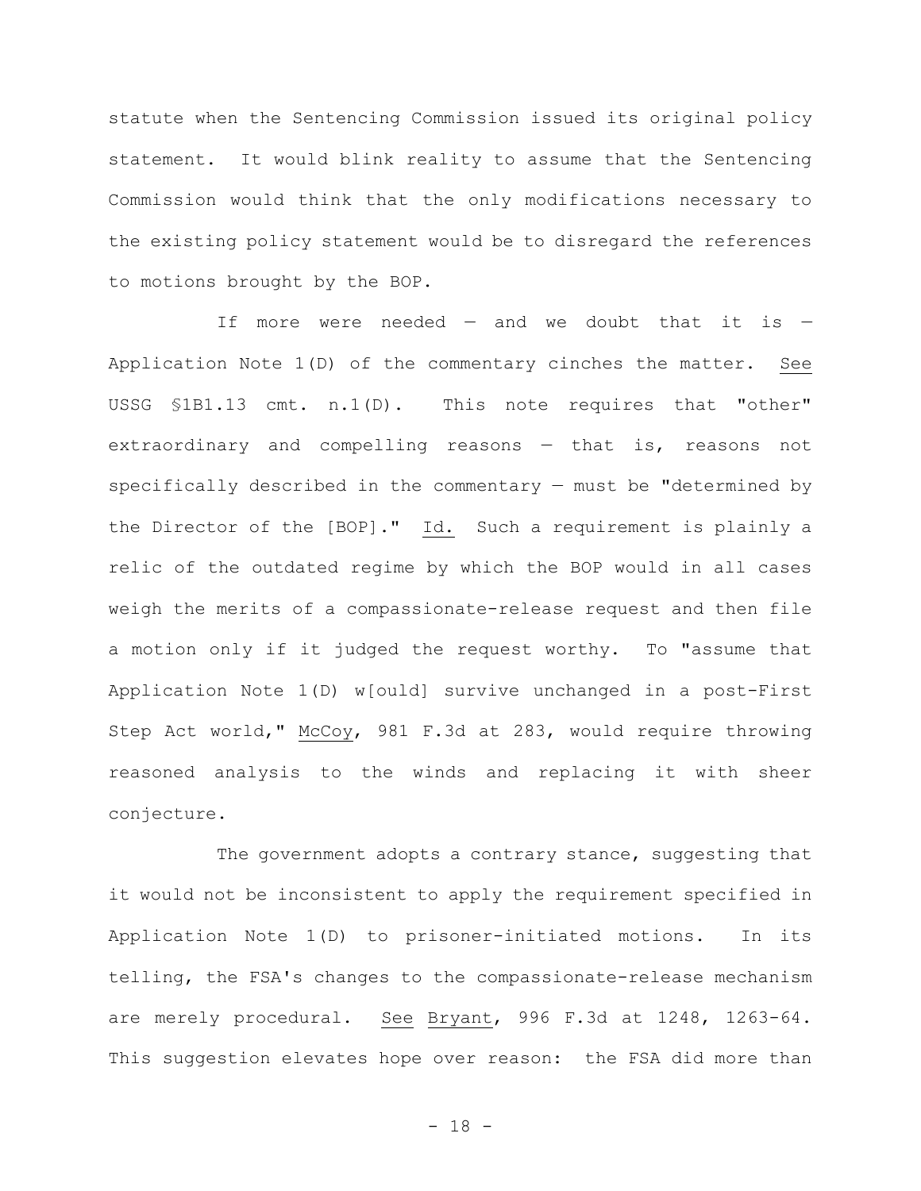statute when the Sentencing Commission issued its original policy statement. It would blink reality to assume that the Sentencing Commission would think that the only modifications necessary to the existing policy statement would be to disregard the references to motions brought by the BOP.

If more were needed — and we doubt that it is — Application Note 1(D) of the commentary cinches the matter. See USSG §1B1.13 cmt. n.1(D). This note requires that "other" extraordinary and compelling reasons — that is, reasons not specifically described in the commentary — must be "determined by the Director of the [BOP]." Id. Such a requirement is plainly a relic of the outdated regime by which the BOP would in all cases weigh the merits of a compassionate-release request and then file a motion only if it judged the request worthy. To "assume that Application Note 1(D) w[ould] survive unchanged in a post-First Step Act world," McCoy, 981 F.3d at 283, would require throwing reasoned analysis to the winds and replacing it with sheer conjecture.

The government adopts a contrary stance, suggesting that it would not be inconsistent to apply the requirement specified in Application Note 1(D) to prisoner-initiated motions. In its telling, the FSA's changes to the compassionate-release mechanism are merely procedural. See Bryant, 996 F.3d at 1248, 1263-64. This suggestion elevates hope over reason: the FSA did more than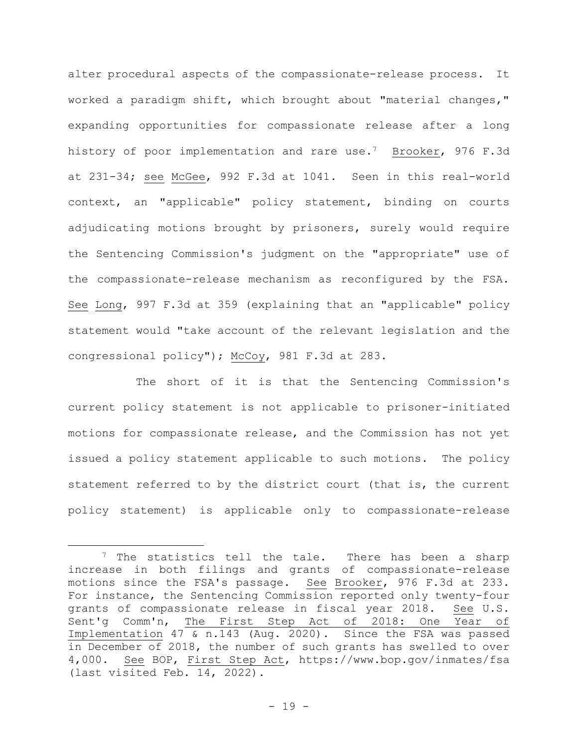alter procedural aspects of the compassionate-release process. It worked a paradigm shift, which brought about "material changes," expanding opportunities for compassionate release after a long history of poor implementation and rare use.[7] Brooker, 976 F.3d at 231-34; see McGee, 992 F.3d at 1041. Seen in this real-world context, an "applicable" policy statement, binding on courts adjudicating motions brought by prisoners, surely would require the Sentencing Commission's judgment on the "appropriate" use of the compassionate-release mechanism as reconfigured by the FSA. See Long, 997 F.3d at 359 (explaining that an "applicable" policy statement would "take account of the relevant legislation and the congressional policy"); McCoy, 981 F.3d at 283.

The short of it is that the Sentencing Commission's current policy statement is not applicable to prisoner-initiated motions for compassionate release, and the Commission has not yet issued a policy statement applicable to such motions. The policy statement referred to by the district court (that is, the current policy statement) is applicable only to compassionate-release

[7] The statistics tell the tale. There has been a sharp increase in both filings and grants of compassionate-release motions since the FSA's passage. See Brooker, 976 F.3d at 233. For instance, the Sentencing Commission reported only twenty-four grants of compassionate release in fiscal year 2018. See U.S. Sent'g Comm'n, The First Step Act of 2018: One Year of Implementation 47 & n.143 (Aug. 2020). Since the FSA was passed in December of 2018, the number of such grants has swelled to over 4,000. See BOP, First Step Act, https://www.bop.gov/inmates/fsa (last visited Feb. 14, 2022).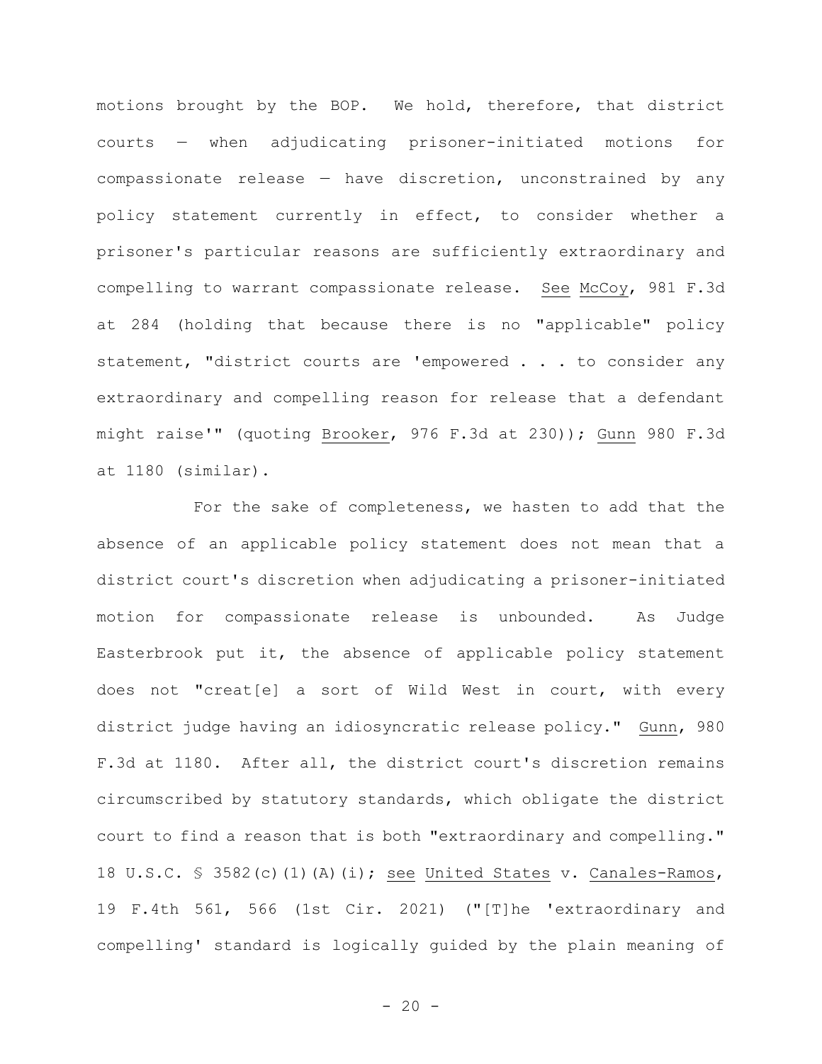motions brought by the BOP. We hold, therefore, that district courts — when adjudicating prisoner-initiated motions for compassionate release — have discretion, unconstrained by any policy statement currently in effect, to consider whether a prisoner's particular reasons are sufficiently extraordinary and compelling to warrant compassionate release. See McCoy, 981 F.3d at 284 (holding that because there is no "applicable" policy statement, "district courts are 'empowered . . . to consider any extraordinary and compelling reason for release that a defendant might raise'" (quoting Brooker, 976 F.3d at 230)); Gunn 980 F.3d at 1180 (similar).

For the sake of completeness, we hasten to add that the absence of an applicable policy statement does not mean that a district court's discretion when adjudicating a prisoner-initiated motion for compassionate release is unbounded. As Judge Easterbrook put it, the absence of applicable policy statement does not "creat[e] a sort of Wild West in court, with every district judge having an idiosyncratic release policy." Gunn, 980 F.3d at 1180. After all, the district court's discretion remains circumscribed by statutory standards, which obligate the district court to find a reason that is both "extraordinary and compelling." 18 U.S.C. § 3582(c)(1)(A)(i); see United States v. Canales-Ramos, 19 F.4th 561, 566 (1st Cir. 2021) ("[T]he 'extraordinary and compelling' standard is logically guided by the plain meaning of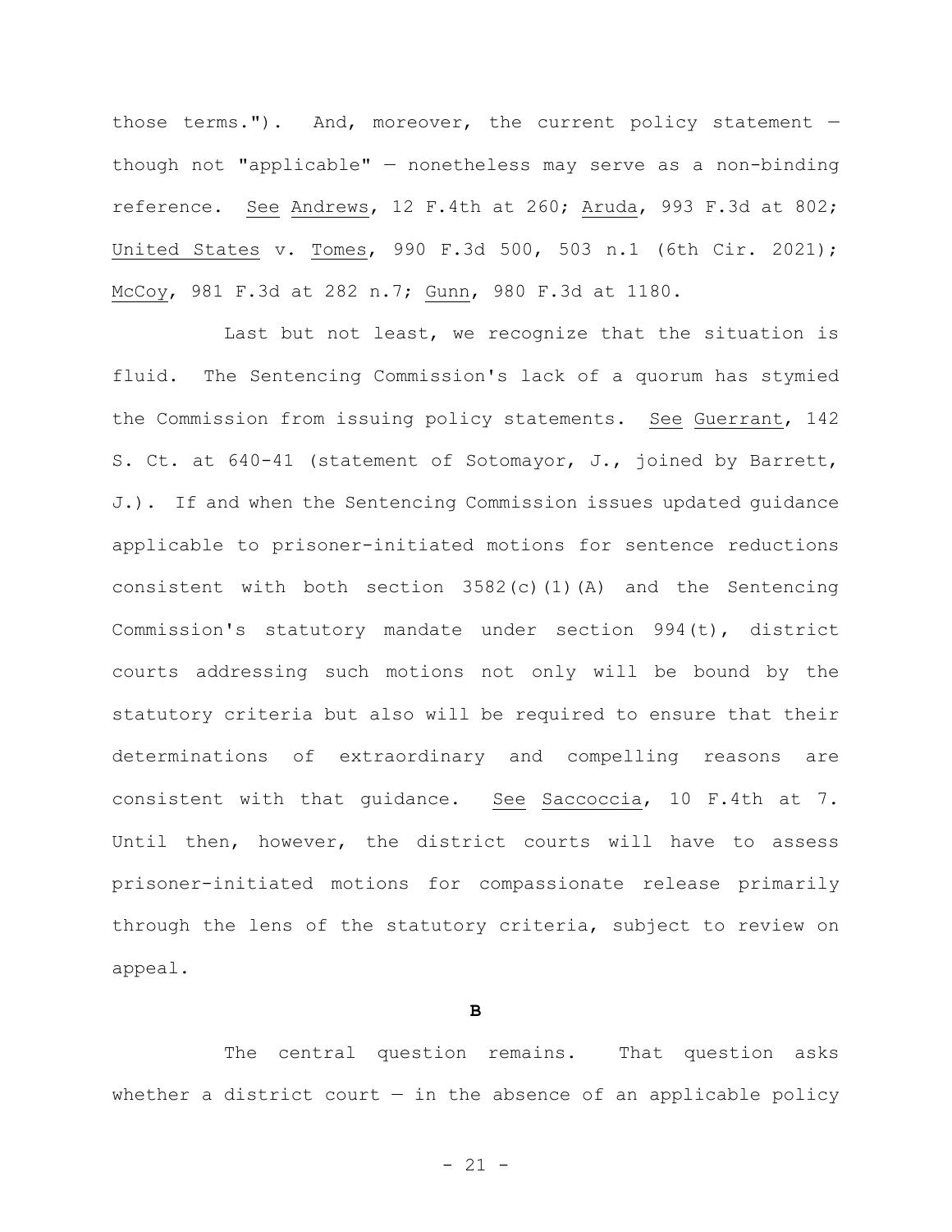those terms."). And, moreover, the current policy statement — though not "applicable" — nonetheless may serve as a non-binding reference. See Andrews, 12 F.4th at 260; Aruda, 993 F.3d at 802; United States v. Tomes, 990 F.3d 500, 503 n.1 (6th Cir. 2021); McCoy, 981 F.3d at 282 n.7; Gunn, 980 F.3d at 1180.

Last but not least, we recognize that the situation is fluid. The Sentencing Commission's lack of a quorum has stymied the Commission from issuing policy statements. See Guerrant, 142 S. Ct. at 640-41 (statement of Sotomayor, J., joined by Barrett, J.). If and when the Sentencing Commission issues updated guidance applicable to prisoner-initiated motions for sentence reductions consistent with both section 3582(c)(1)(A) and the Sentencing Commission's statutory mandate under section 994(t), district courts addressing such motions not only will be bound by the statutory criteria but also will be required to ensure that their determinations of extraordinary and compelling reasons are consistent with that guidance. See Saccoccia, 10 F.4th at 7. Until then, however, the district courts will have to assess prisoner-initiated motions for compassionate release primarily through the lens of the statutory criteria, subject to review on appeal.

### B

The central question remains. That question asks whether a district court — in the absence of an applicable policy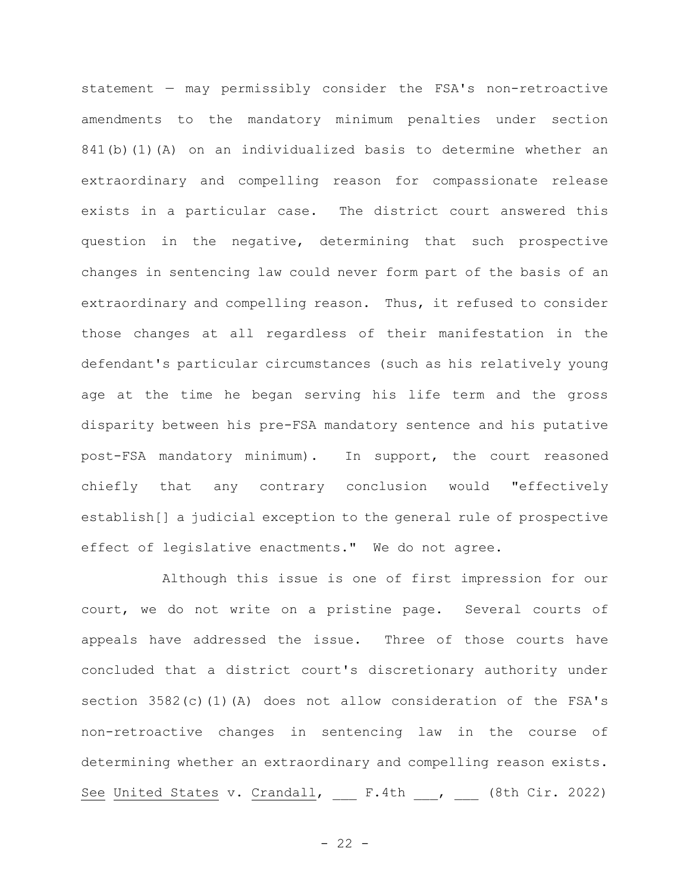statement — may permissibly consider the FSA's non-retroactive amendments to the mandatory minimum penalties under section 841(b)(1)(A) on an individualized basis to determine whether an extraordinary and compelling reason for compassionate release exists in a particular case. The district court answered this question in the negative, determining that such prospective changes in sentencing law could never form part of the basis of an extraordinary and compelling reason. Thus, it refused to consider those changes at all regardless of their manifestation in the defendant's particular circumstances (such as his relatively young age at the time he began serving his life term and the gross disparity between his pre-FSA mandatory sentence and his putative post-FSA mandatory minimum). In support, the court reasoned chiefly that any contrary conclusion would "effectively establish[] a judicial exception to the general rule of prospective effect of legislative enactments." We do not agree.

Although this issue is one of first impression for our court, we do not write on a pristine page. Several courts of appeals have addressed the issue. Three of those courts have concluded that a district court's discretionary authority under section 3582(c)(1)(A) does not allow consideration of the FSA's non-retroactive changes in sentencing law in the course of determining whether an extraordinary and compelling reason exists. _See_ _United States_ v. _Crandall_, ___ F.4th ___, ___ (8th Cir. 2022)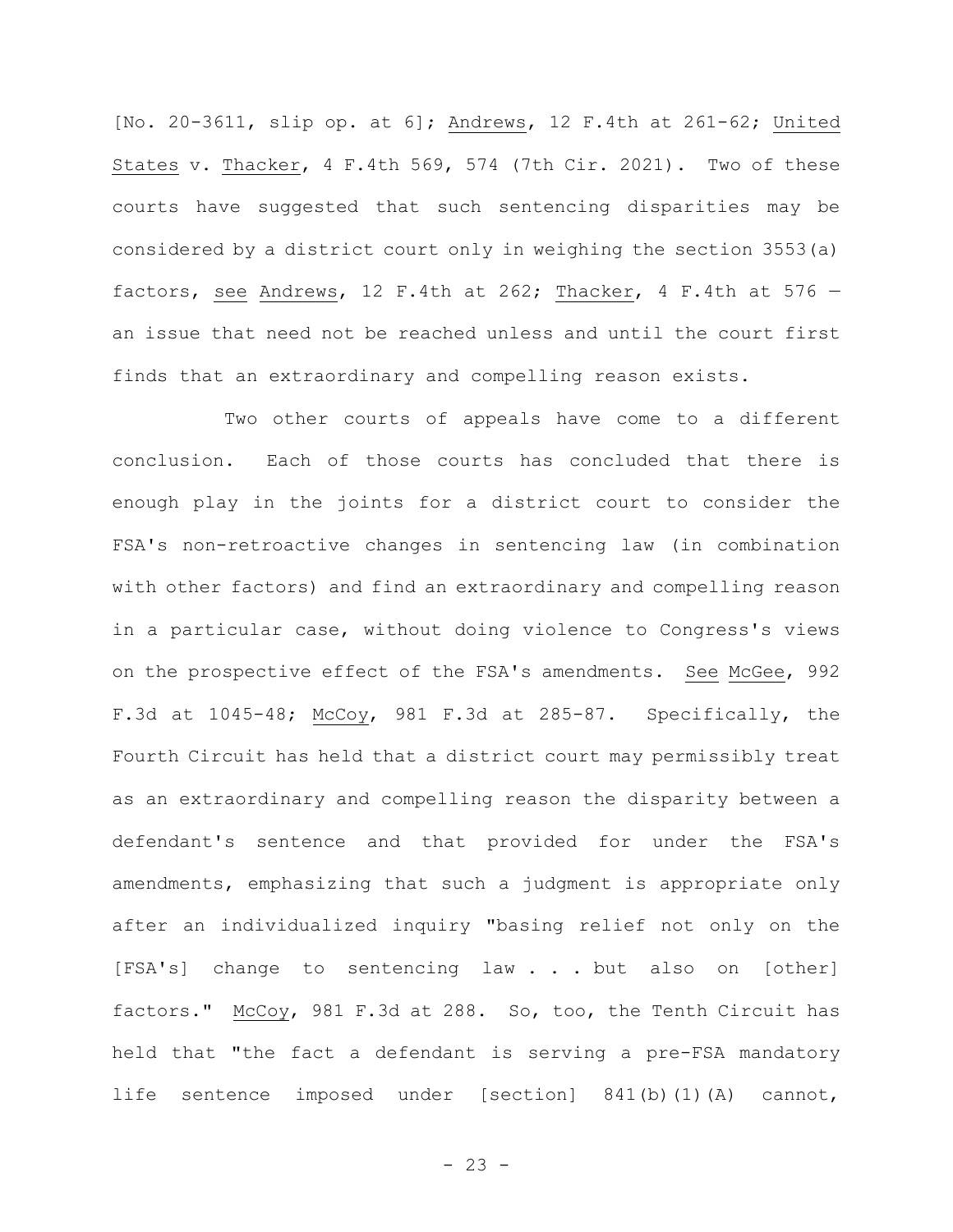[No. 20-3611, slip op. at 6]; Andrews, 12 F.4th at 261-62; United States v. Thacker, 4 F.4th 569, 574 (7th Cir. 2021). Two of these courts have suggested that such sentencing disparities may be considered by a district court only in weighing the section 3553(a) factors, see Andrews, 12 F.4th at 262; Thacker, 4 F.4th at 576 — an issue that need not be reached unless and until the court first finds that an extraordinary and compelling reason exists.

Two other courts of appeals have come to a different conclusion. Each of those courts has concluded that there is enough play in the joints for a district court to consider the FSA's non-retroactive changes in sentencing law (in combination with other factors) and find an extraordinary and compelling reason in a particular case, without doing violence to Congress's views on the prospective effect of the FSA's amendments. See McGee, 992 F.3d at 1045-48; McCoy, 981 F.3d at 285-87. Specifically, the Fourth Circuit has held that a district court may permissibly treat as an extraordinary and compelling reason the disparity between a defendant's sentence and that provided for under the FSA's amendments, emphasizing that such a judgment is appropriate only after an individualized inquiry "basing relief not only on the [FSA's] change to sentencing law . . . but also on [other] factors." McCoy, 981 F.3d at 288. So, too, the Tenth Circuit has held that "the fact a defendant is serving a pre-FSA mandatory life sentence imposed under [section] 841(b)(1)(A) cannot,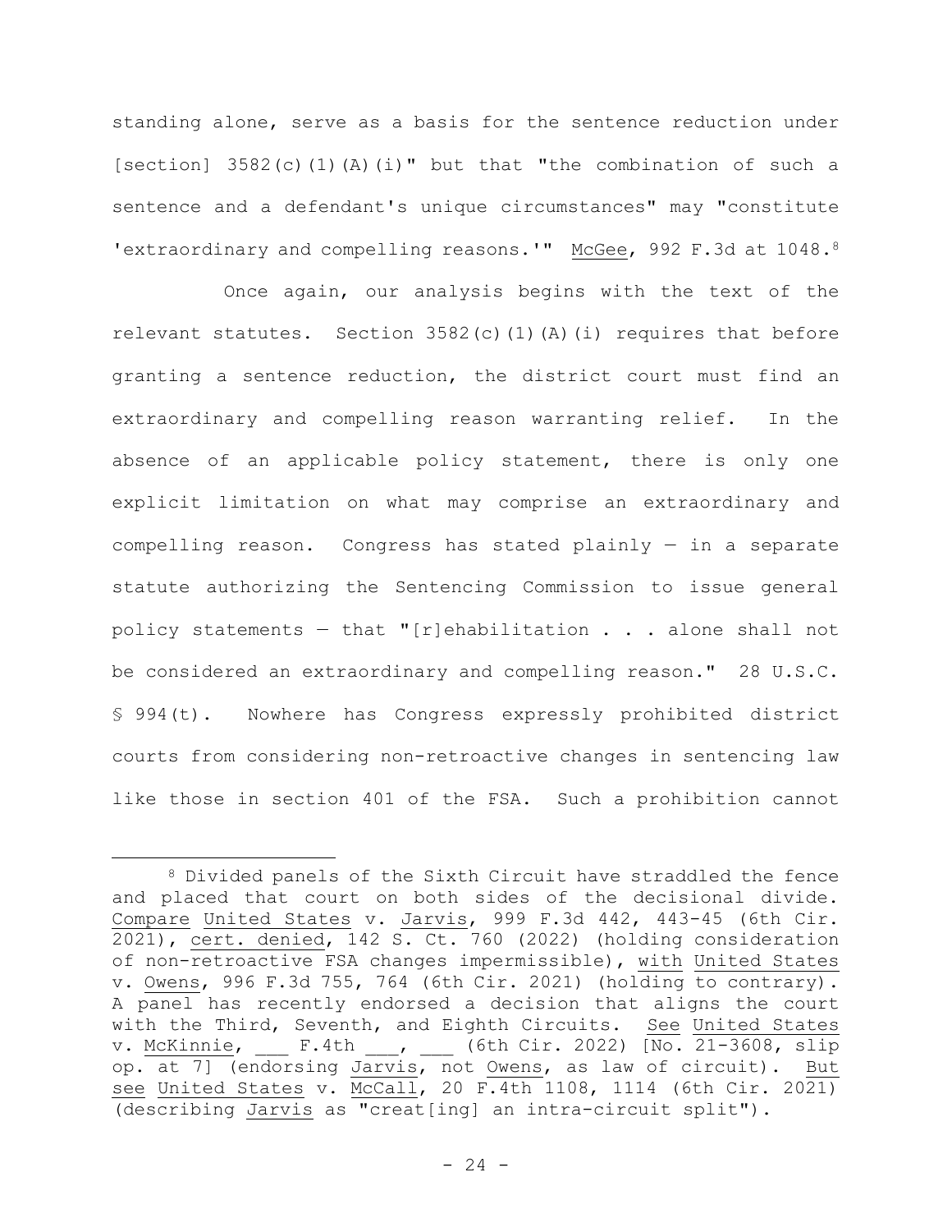standing alone, serve as a basis for the sentence reduction under [section] 3582(c)(1)(A)(i)" but that "the combination of such a sentence and a defendant's unique circumstances" may "constitute 'extraordinary and compelling reasons.'" McGee, 992 F.3d at 1048.[8]

Once again, our analysis begins with the text of the relevant statutes. Section 3582(c)(1)(A)(i) requires that before granting a sentence reduction, the district court must find an extraordinary and compelling reason warranting relief. In the absence of an applicable policy statement, there is only one explicit limitation on what may comprise an extraordinary and compelling reason. Congress has stated plainly — in a separate statute authorizing the Sentencing Commission to issue general policy statements — that "[r]ehabilitation . . . alone shall not be considered an extraordinary and compelling reason." 28 U.S.C. § 994(t). Nowhere has Congress expressly prohibited district courts from considering non-retroactive changes in sentencing law like those in section 401 of the FSA. Such a prohibition cannot

---

[8] Divided panels of the Sixth Circuit have straddled the fence and placed that court on both sides of the decisional divide. Compare United States v. Jarvis, 999 F.3d 442, 443-45 (6th Cir. 2021), cert. denied, 142 S. Ct. 760 (2022) (holding consideration of non-retroactive FSA changes impermissible), with United States v. Owens, 996 F.3d 755, 764 (6th Cir. 2021) (holding to contrary). A panel has recently endorsed a decision that aligns the court with the Third, Seventh, and Eighth Circuits. See United States v. McKinnie, ___ F.4th ___, ___ (6th Cir. 2022) [No. 21-3608, slip op. at 7] (endorsing Jarvis, not Owens, as law of circuit). But see United States v. McCall, 20 F.4th 1108, 1114 (6th Cir. 2021) (describing Jarvis as "creat[ing] an intra-circuit split").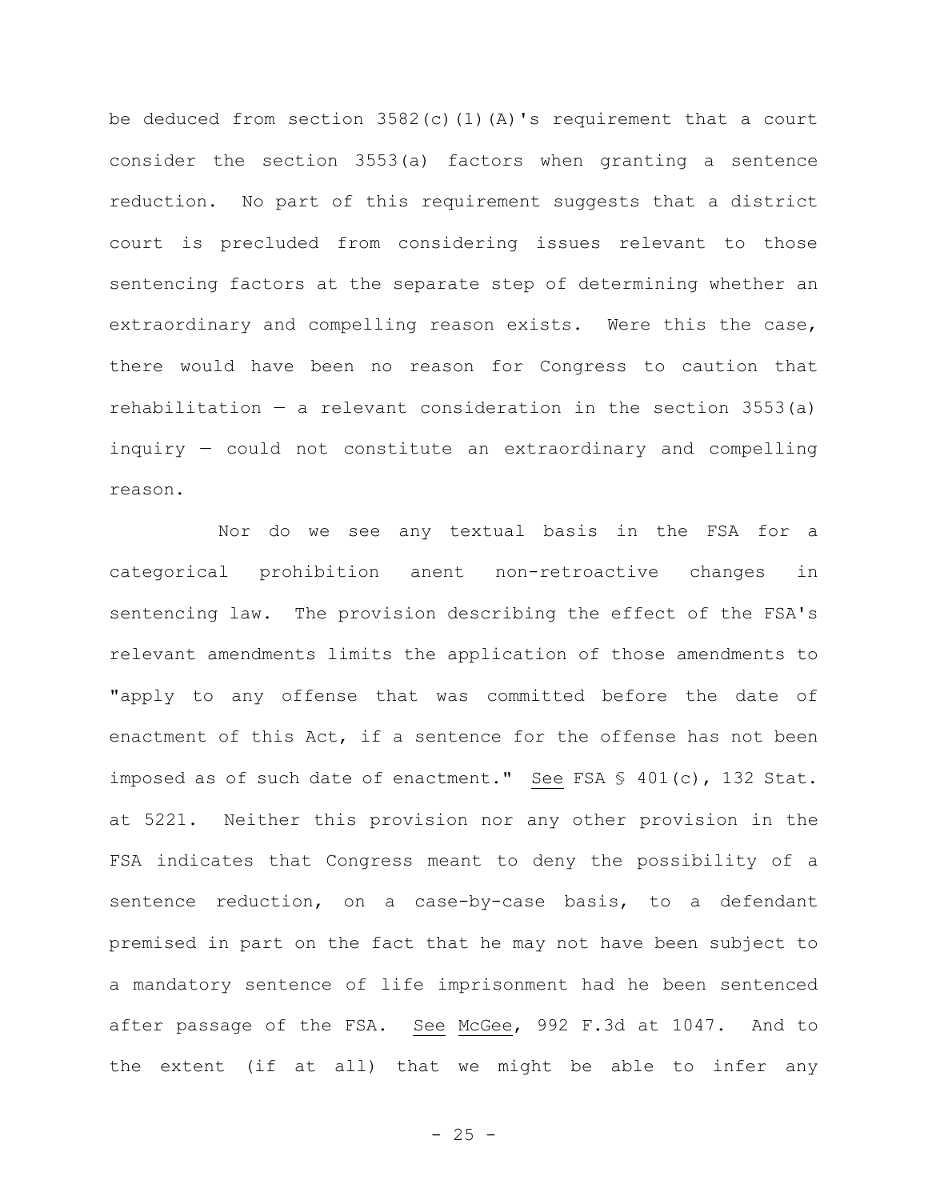be deduced from section 3582(c)(1)(A)'s requirement that a court consider the section 3553(a) factors when granting a sentence reduction. No part of this requirement suggests that a district court is precluded from considering issues relevant to those sentencing factors at the separate step of determining whether an extraordinary and compelling reason exists. Were this the case, there would have been no reason for Congress to caution that rehabilitation — a relevant consideration in the section 3553(a) inquiry — could not constitute an extraordinary and compelling reason.

Nor do we see any textual basis in the FSA for a categorical prohibition anent non-retroactive changes in sentencing law. The provision describing the effect of the FSA's relevant amendments limits the application of those amendments to "apply to any offense that was committed before the date of enactment of this Act, if a sentence for the offense has not been imposed as of such date of enactment." See FSA § 401(c), 132 Stat. at 5221. Neither this provision nor any other provision in the FSA indicates that Congress meant to deny the possibility of a sentence reduction, on a case-by-case basis, to a defendant premised in part on the fact that he may not have been subject to a mandatory sentence of life imprisonment had he been sentenced after passage of the FSA. See McGee, 992 F.3d at 1047. And to the extent (if at all) that we might be able to infer any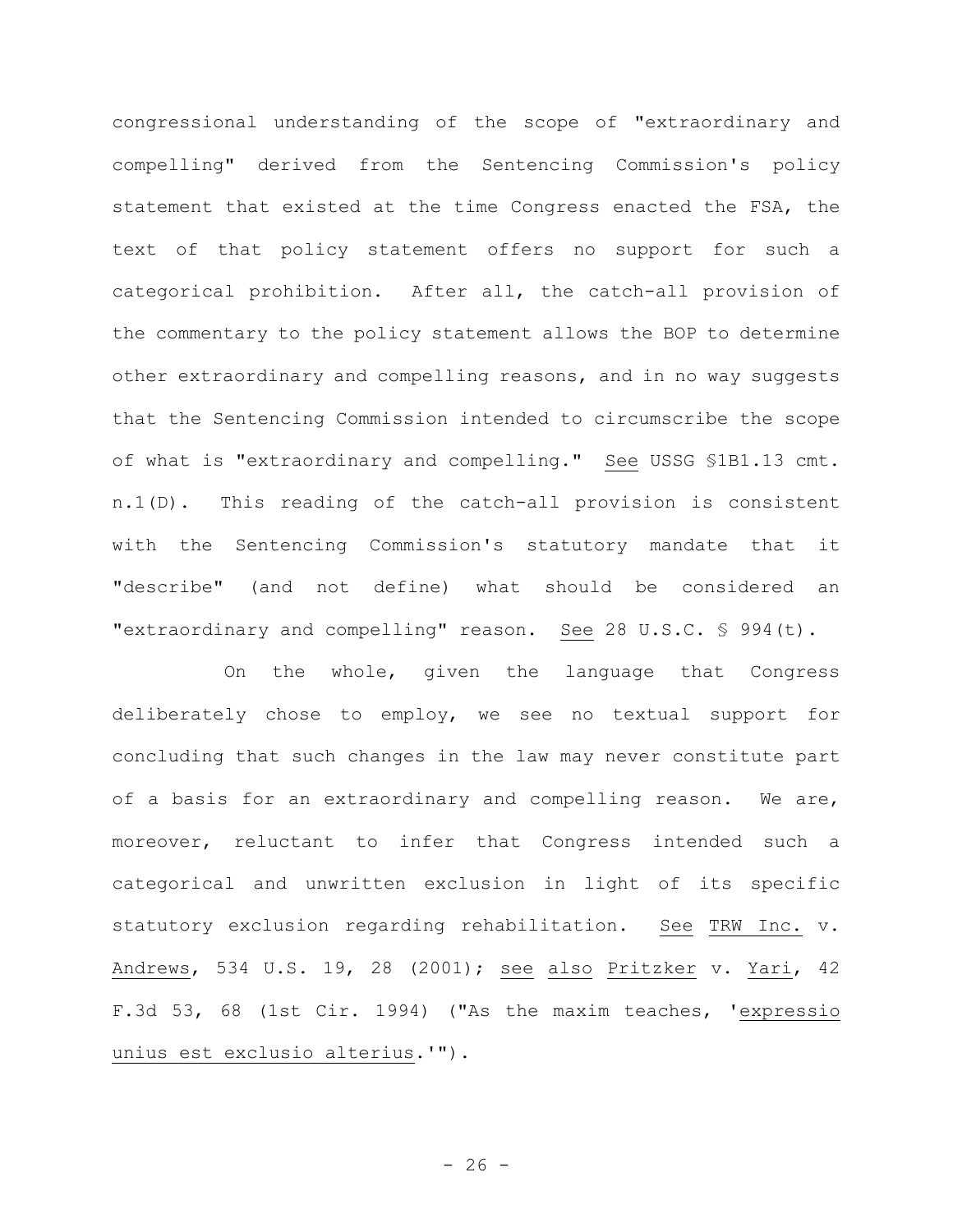congressional understanding of the scope of "extraordinary and compelling" derived from the Sentencing Commission's policy statement that existed at the time Congress enacted the FSA, the text of that policy statement offers no support for such a categorical prohibition. After all, the catch-all provision of the commentary to the policy statement allows the BOP to determine other extraordinary and compelling reasons, and in no way suggests that the Sentencing Commission intended to circumscribe the scope of what is "extraordinary and compelling." See USSG §1B1.13 cmt. n.1(D). This reading of the catch-all provision is consistent with the Sentencing Commission's statutory mandate that it "describe" (and not define) what should be considered an "extraordinary and compelling" reason. See 28 U.S.C. § 994(t).

On the whole, given the language that Congress deliberately chose to employ, we see no textual support for concluding that such changes in the law may never constitute part of a basis for an extraordinary and compelling reason. We are, moreover, reluctant to infer that Congress intended such a categorical and unwritten exclusion in light of its specific statutory exclusion regarding rehabilitation. See TRW Inc. v. Andrews, 534 U.S. 19, 28 (2001); see also Pritzker v. Yari, 42 F.3d 53, 68 (1st Cir. 1994) ("As the maxim teaches, '*expressio unius est exclusio alterius*.'").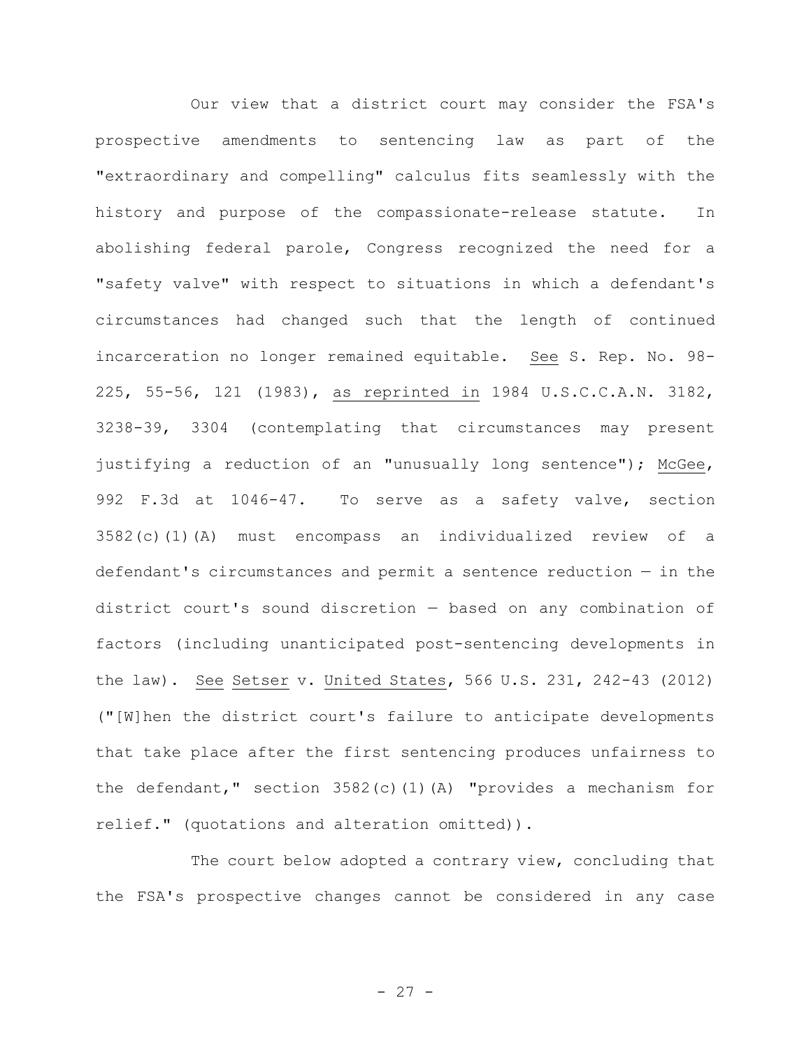Our view that a district court may consider the FSA's prospective amendments to sentencing law as part of the "extraordinary and compelling" calculus fits seamlessly with the history and purpose of the compassionate-release statute. In abolishing federal parole, Congress recognized the need for a "safety valve" with respect to situations in which a defendant's circumstances had changed such that the length of continued incarceration no longer remained equitable. See S. Rep. No. 98-225, 55-56, 121 (1983), as reprinted in 1984 U.S.C.C.A.N. 3182, 3238-39, 3304 (contemplating that circumstances may present justifying a reduction of an "unusually long sentence"); McGee, 992 F.3d at 1046-47. To serve as a safety valve, section 3582(c)(1)(A) must encompass an individualized review of a defendant's circumstances and permit a sentence reduction — in the district court's sound discretion — based on any combination of factors (including unanticipated post-sentencing developments in the law). See Setser v. United States, 566 U.S. 231, 242-43 (2012) ("[W]hen the district court's failure to anticipate developments that take place after the first sentencing produces unfairness to the defendant," section 3582(c)(1)(A) "provides a mechanism for relief." (quotations and alteration omitted)).

The court below adopted a contrary view, concluding that the FSA's prospective changes cannot be considered in any case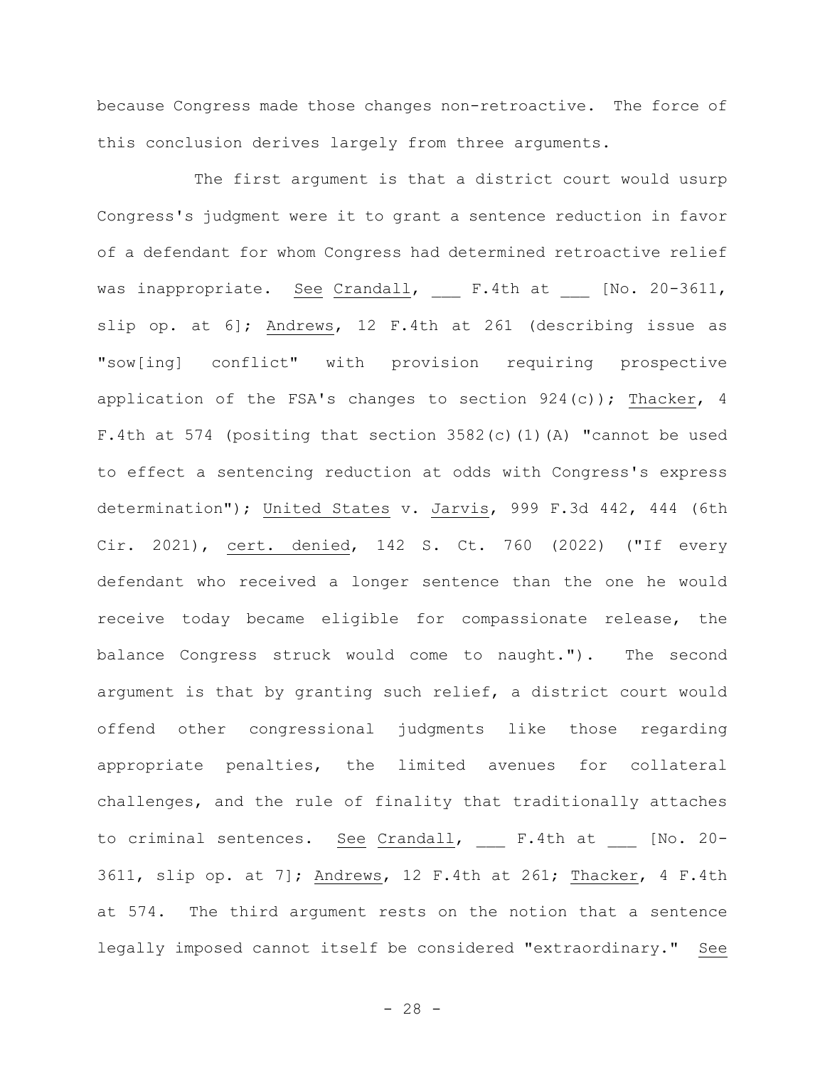because Congress made those changes non-retroactive. The force of this conclusion derives largely from three arguments.

The first argument is that a district court would usurp Congress's judgment were it to grant a sentence reduction in favor of a defendant for whom Congress had determined retroactive relief was inappropriate. See Crandall, ___ F.4th at ___ [No. 20-3611, slip op. at 6]; Andrews, 12 F.4th at 261 (describing issue as "sow[ing] conflict" with provision requiring prospective application of the FSA's changes to section 924(c)); Thacker, 4 F.4th at 574 (positing that section 3582(c)(1)(A) "cannot be used to effect a sentencing reduction at odds with Congress's express determination"); United States v. Jarvis, 999 F.3d 442, 444 (6th Cir. 2021), cert. denied, 142 S. Ct. 760 (2022) ("If every defendant who received a longer sentence than the one he would receive today became eligible for compassionate release, the balance Congress struck would come to naught."). The second argument is that by granting such relief, a district court would offend other congressional judgments like those regarding appropriate penalties, the limited avenues for collateral challenges, and the rule of finality that traditionally attaches to criminal sentences. See Crandall, ___ F.4th at ___ [No. 20-3611, slip op. at 7]; Andrews, 12 F.4th at 261; Thacker, 4 F.4th at 574. The third argument rests on the notion that a sentence legally imposed cannot itself be considered "extraordinary." See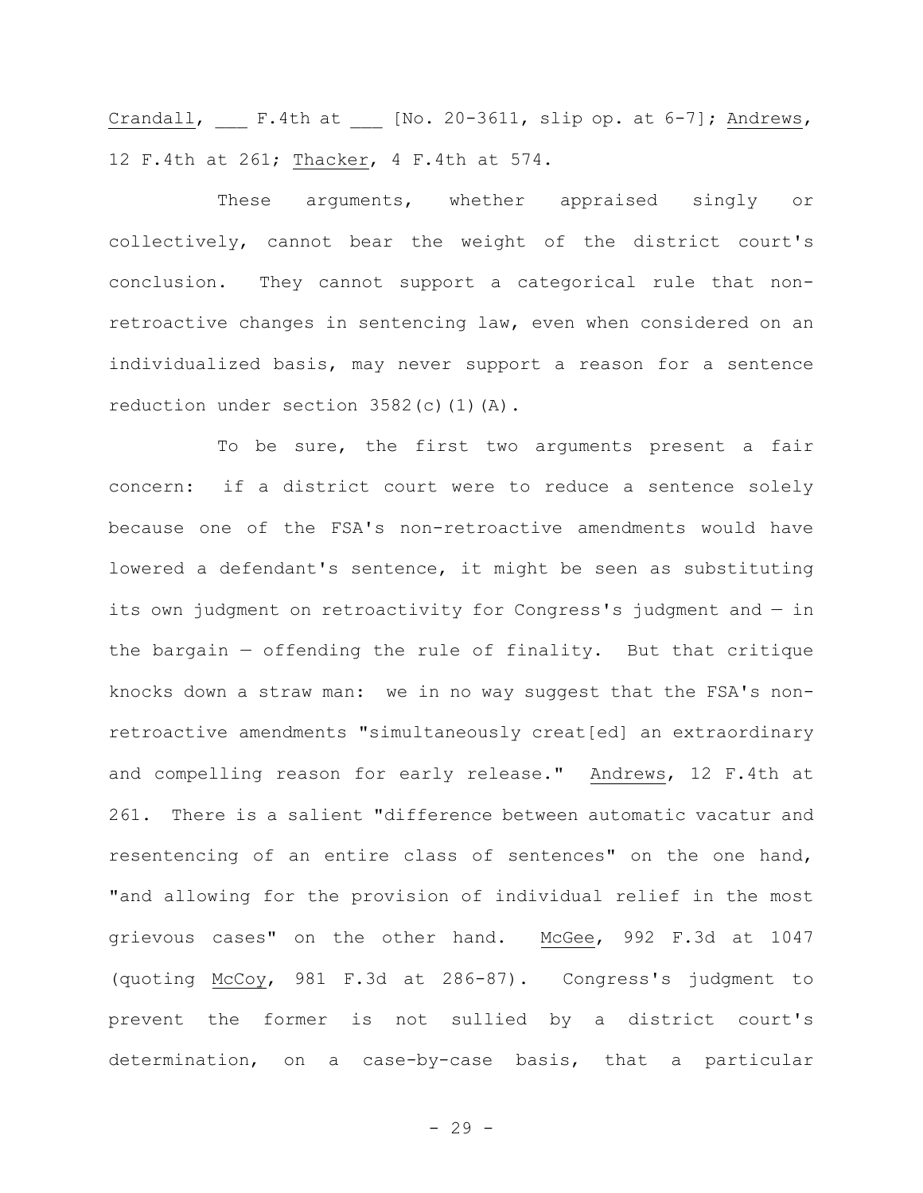Crandall, ___ F.4th at ___ [No. 20-3611, slip op. at 6-7]; Andrews, 12 F.4th at 261; Thacker, 4 F.4th at 574.

These arguments, whether appraised singly or collectively, cannot bear the weight of the district court's conclusion. They cannot support a categorical rule that non-retroactive changes in sentencing law, even when considered on an individualized basis, may never support a reason for a sentence reduction under section 3582(c)(1)(A).

To be sure, the first two arguments present a fair concern: if a district court were to reduce a sentence solely because one of the FSA's non-retroactive amendments would have lowered a defendant's sentence, it might be seen as substituting its own judgment on retroactivity for Congress's judgment and — in the bargain — offending the rule of finality. But that critique knocks down a straw man: we in no way suggest that the FSA's non-retroactive amendments "simultaneously creat[ed] an extraordinary and compelling reason for early release." Andrews, 12 F.4th at 261. There is a salient "difference between automatic vacatur and resentencing of an entire class of sentences" on the one hand, "and allowing for the provision of individual relief in the most grievous cases" on the other hand. McGee, 992 F.3d at 1047 (quoting McCoy, 981 F.3d at 286-87). Congress's judgment to prevent the former is not sullied by a district court's determination, on a case-by-case basis, that a particular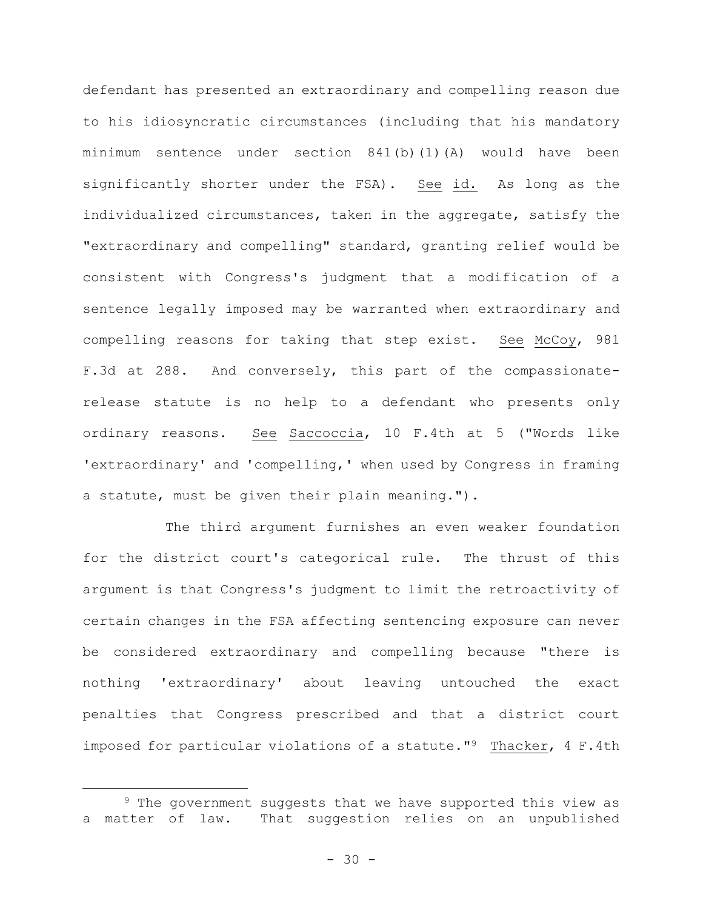defendant has presented an extraordinary and compelling reason due to his idiosyncratic circumstances (including that his mandatory minimum sentence under section 841(b)(1)(A) would have been significantly shorter under the FSA). See id. As long as the individualized circumstances, taken in the aggregate, satisfy the "extraordinary and compelling" standard, granting relief would be consistent with Congress's judgment that a modification of a sentence legally imposed may be warranted when extraordinary and compelling reasons for taking that step exist. See McCoy, 981 F.3d at 288. And conversely, this part of the compassionate-release statute is no help to a defendant who presents only ordinary reasons. See Saccoccia, 10 F.4th at 5 ("Words like 'extraordinary' and 'compelling,' when used by Congress in framing a statute, must be given their plain meaning.").

The third argument furnishes an even weaker foundation for the district court's categorical rule. The thrust of this argument is that Congress's judgment to limit the retroactivity of certain changes in the FSA affecting sentencing exposure can never be considered extraordinary and compelling because "there is nothing 'extraordinary' about leaving untouched the exact penalties that Congress prescribed and that a district court imposed for particular violations of a statute."[9] Thacker, 4 F.4th

---

[9] The government suggests that we have supported this view as a matter of law. That suggestion relies on an unpublished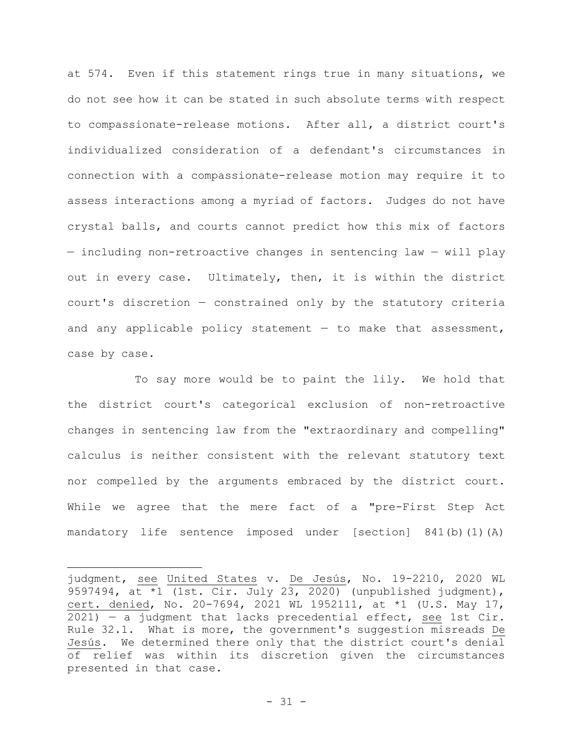at 574. Even if this statement rings true in many situations, we do not see how it can be stated in such absolute terms with respect to compassionate-release motions. After all, a district court's individualized consideration of a defendant's circumstances in connection with a compassionate-release motion may require it to assess interactions among a myriad of factors. Judges do not have crystal balls, and courts cannot predict how this mix of factors — including non-retroactive changes in sentencing law — will play out in every case. Ultimately, then, it is within the district court's discretion — constrained only by the statutory criteria and any applicable policy statement — to make that assessment, case by case.

To say more would be to paint the lily. We hold that the district court's categorical exclusion of non-retroactive changes in sentencing law from the "extraordinary and compelling" calculus is neither consistent with the relevant statutory text nor compelled by the arguments embraced by the district court. While we agree that the mere fact of a "pre-First Step Act mandatory life sentence imposed under [section] 841(b)(1)(A)

---

judgment, see United States v. De Jesús, No. 19-2210, 2020 WL 9597494, at *1 (1st. Cir. July 23, 2020) (unpublished judgment), cert. denied, No. 20-7694, 2021 WL 1952111, at *1 (U.S. May 17, 2021) — a judgment that lacks precedential effect, see 1st Cir. Rule 32.1. What is more, the government's suggestion misreads De Jesús. We determined there only that the district court's denial of relief was within its discretion given the circumstances presented in that case.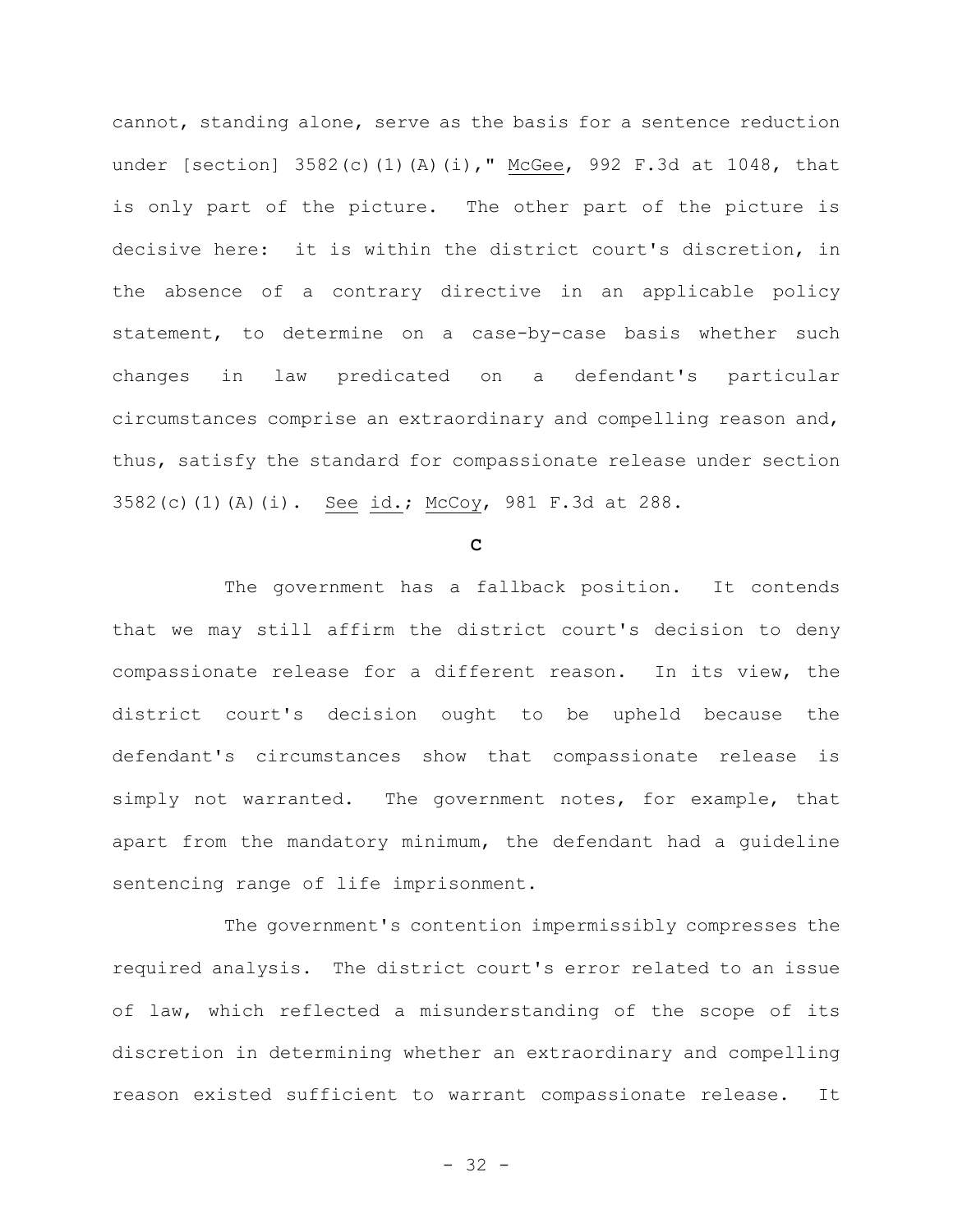cannot, standing alone, serve as the basis for a sentence reduction under [section] 3582(c)(1)(A)(i)," McGee, 992 F.3d at 1048, that is only part of the picture. The other part of the picture is decisive here: it is within the district court's discretion, in the absence of a contrary directive in an applicable policy statement, to determine on a case-by-case basis whether such changes in law predicated on a defendant's particular circumstances comprise an extraordinary and compelling reason and, thus, satisfy the standard for compassionate release under section 3582(c)(1)(A)(i). See id.; McCoy, 981 F.3d at 288.

### C

The government has a fallback position. It contends that we may still affirm the district court's decision to deny compassionate release for a different reason. In its view, the district court's decision ought to be upheld because the defendant's circumstances show that compassionate release is simply not warranted. The government notes, for example, that apart from the mandatory minimum, the defendant had a guideline sentencing range of life imprisonment.

The government's contention impermissibly compresses the required analysis. The district court's error related to an issue of law, which reflected a misunderstanding of the scope of its discretion in determining whether an extraordinary and compelling reason existed sufficient to warrant compassionate release. It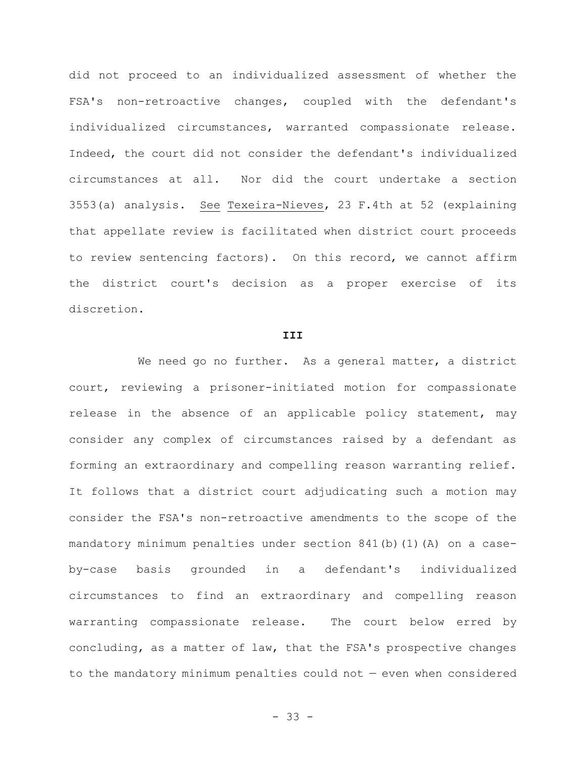did not proceed to an individualized assessment of whether the FSA's non-retroactive changes, coupled with the defendant's individualized circumstances, warranted compassionate release. Indeed, the court did not consider the defendant's individualized circumstances at all. Nor did the court undertake a section 3553(a) analysis. See Texeira-Nieves, 23 F.4th at 52 (explaining that appellate review is facilitated when district court proceeds to review sentencing factors). On this record, we cannot affirm the district court's decision as a proper exercise of its discretion.

## III

We need go no further. As a general matter, a district court, reviewing a prisoner-initiated motion for compassionate release in the absence of an applicable policy statement, may consider any complex of circumstances raised by a defendant as forming an extraordinary and compelling reason warranting relief. It follows that a district court adjudicating such a motion may consider the FSA's non-retroactive amendments to the scope of the mandatory minimum penalties under section 841(b)(1)(A) on a case-by-case basis grounded in a defendant's individualized circumstances to find an extraordinary and compelling reason warranting compassionate release. The court below erred by concluding, as a matter of law, that the FSA's prospective changes to the mandatory minimum penalties could not — even when considered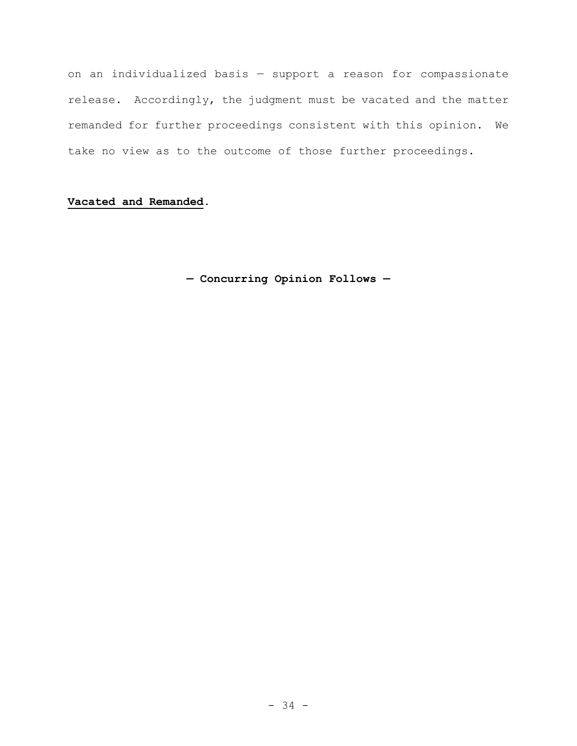on an individualized basis — support a reason for compassionate release. Accordingly, the judgment must be vacated and the matter remanded for further proceedings consistent with this opinion. We take no view as to the outcome of those further proceedings.

**Vacated and Remanded**.

**— Concurring Opinion Follows —**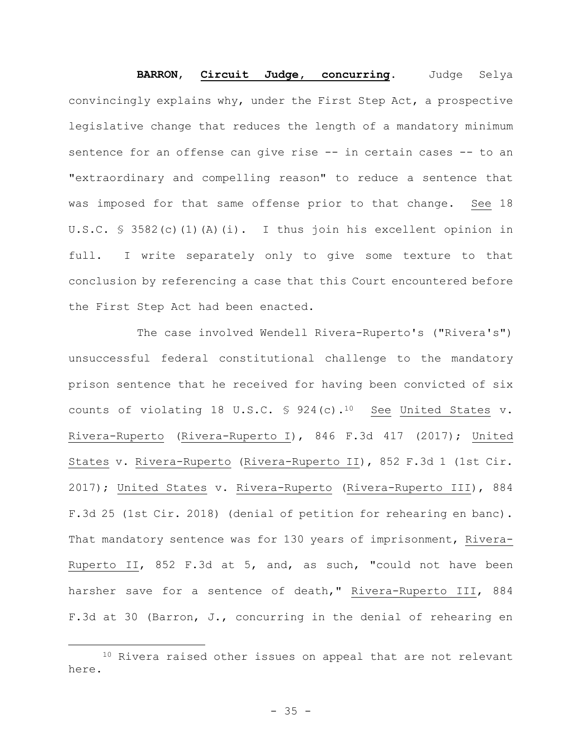**BARRON, Circuit Judge, concurring.** Judge Selya convincingly explains why, under the First Step Act, a prospective legislative change that reduces the length of a mandatory minimum sentence for an offense can give rise -- in certain cases -- to an "extraordinary and compelling reason" to reduce a sentence that was imposed for that same offense prior to that change. See 18 U.S.C. § 3582(c)(1)(A)(i). I thus join his excellent opinion in full. I write separately only to give some texture to that conclusion by referencing a case that this Court encountered before the First Step Act had been enacted.

The case involved Wendell Rivera-Ruperto's ("Rivera's") unsuccessful federal constitutional challenge to the mandatory prison sentence that he received for having been convicted of six counts of violating 18 U.S.C. § 924(c).[10] See United States v. Rivera-Ruperto (Rivera-Ruperto I), 846 F.3d 417 (2017); United States v. Rivera-Ruperto (Rivera-Ruperto II), 852 F.3d 1 (1st Cir. 2017); United States v. Rivera-Ruperto (Rivera-Ruperto III), 884 F.3d 25 (1st Cir. 2018) (denial of petition for rehearing en banc). That mandatory sentence was for 130 years of imprisonment, Rivera-Ruperto II, 852 F.3d at 5, and, as such, "could not have been harsher save for a sentence of death," Rivera-Ruperto III, 884 F.3d at 30 (Barron, J., concurring in the denial of rehearing en

[10] Rivera raised other issues on appeal that are not relevant here.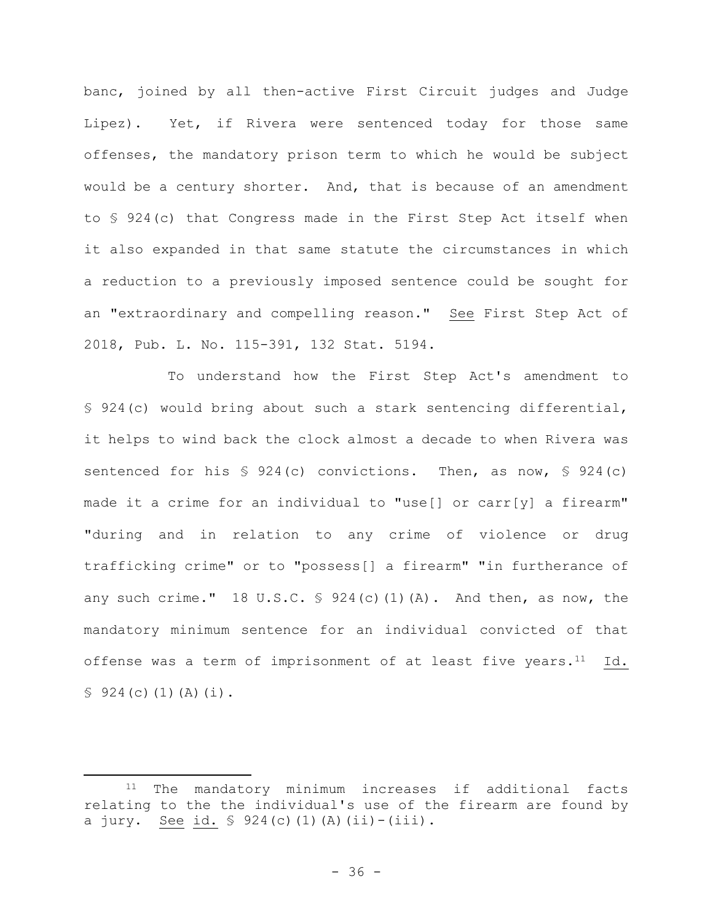banc, joined by all then-active First Circuit judges and Judge Lipez). Yet, if Rivera were sentenced today for those same offenses, the mandatory prison term to which he would be subject would be a century shorter. And, that is because of an amendment to § 924(c) that Congress made in the First Step Act itself when it also expanded in that same statute the circumstances in which a reduction to a previously imposed sentence could be sought for an "extraordinary and compelling reason." See First Step Act of 2018, Pub. L. No. 115-391, 132 Stat. 5194.

To understand how the First Step Act's amendment to § 924(c) would bring about such a stark sentencing differential, it helps to wind back the clock almost a decade to when Rivera was sentenced for his § 924(c) convictions. Then, as now, § 924(c) made it a crime for an individual to "use[] or carr[y] a firearm" "during and in relation to any crime of violence or drug trafficking crime" or to "possess[] a firearm" "in furtherance of any such crime." 18 U.S.C. § 924(c)(1)(A). And then, as now, the mandatory minimum sentence for an individual convicted of that offense was a term of imprisonment of at least five years.[11] Id. § 924(c)(1)(A)(i).

---

[11] The mandatory minimum increases if additional facts relating to the the individual's use of the firearm are found by a jury. See id. § 924(c)(1)(A)(ii)-(iii).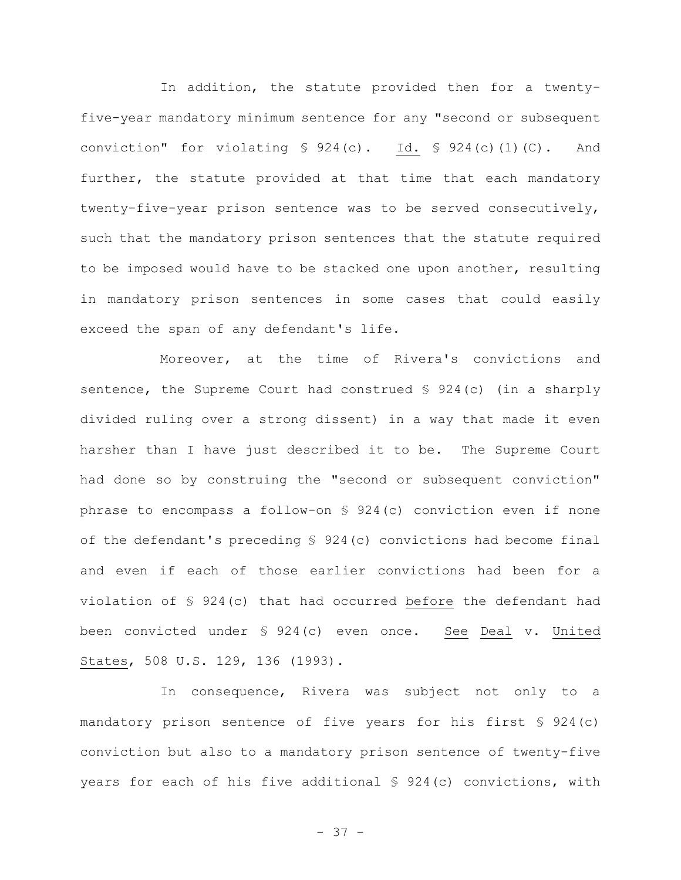In addition, the statute provided then for a twenty-five-year mandatory minimum sentence for any "second or subsequent conviction" for violating § 924(c). Id. § 924(c)(1)(C). And further, the statute provided at that time that each mandatory twenty-five-year prison sentence was to be served consecutively, such that the mandatory prison sentences that the statute required to be imposed would have to be stacked one upon another, resulting in mandatory prison sentences in some cases that could easily exceed the span of any defendant's life.

Moreover, at the time of Rivera's convictions and sentence, the Supreme Court had construed § 924(c) (in a sharply divided ruling over a strong dissent) in a way that made it even harsher than I have just described it to be. The Supreme Court had done so by construing the "second or subsequent conviction" phrase to encompass a follow-on § 924(c) conviction even if none of the defendant's preceding § 924(c) convictions had become final and even if each of those earlier convictions had been for a violation of § 924(c) that had occurred before the defendant had been convicted under § 924(c) even once. See Deal v. United States, 508 U.S. 129, 136 (1993).

In consequence, Rivera was subject not only to a mandatory prison sentence of five years for his first § 924(c) conviction but also to a mandatory prison sentence of twenty-five years for each of his five additional § 924(c) convictions, with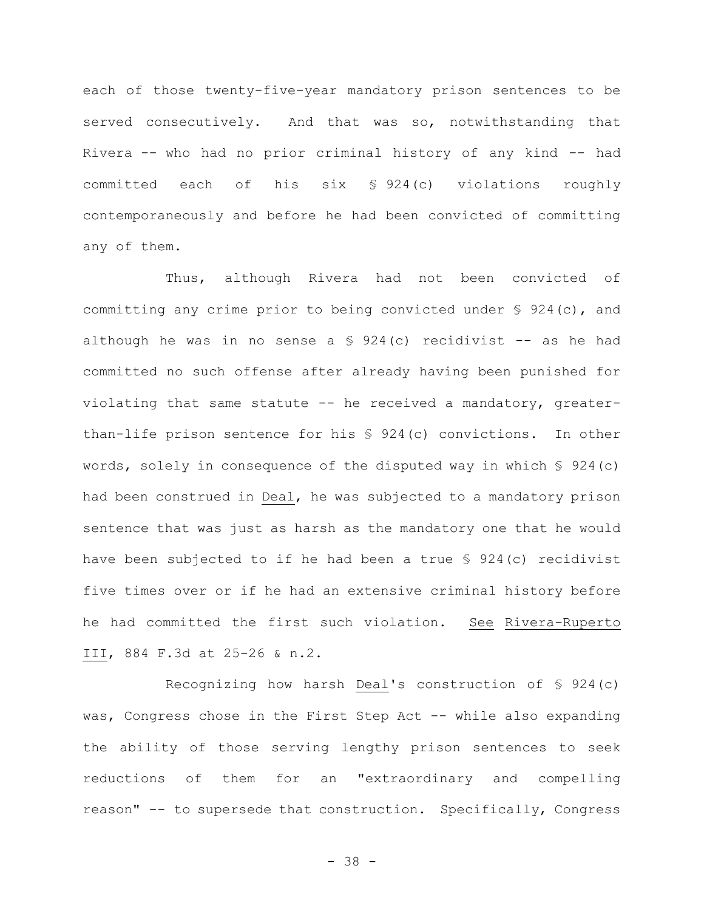each of those twenty-five-year mandatory prison sentences to be served consecutively. And that was so, notwithstanding that Rivera -- who had no prior criminal history of any kind -- had committed each of his six § 924(c) violations roughly contemporaneously and before he had been convicted of committing any of them.

Thus, although Rivera had not been convicted of committing any crime prior to being convicted under § 924(c), and although he was in no sense a § 924(c) recidivist -- as he had committed no such offense after already having been punished for violating that same statute -- he received a mandatory, greater-than-life prison sentence for his § 924(c) convictions. In other words, solely in consequence of the disputed way in which § 924(c) had been construed in Deal, he was subjected to a mandatory prison sentence that was just as harsh as the mandatory one that he would have been subjected to if he had been a true § 924(c) recidivist five times over or if he had an extensive criminal history before he had committed the first such violation. See Rivera-Ruperto III, 884 F.3d at 25-26 & n.2.

Recognizing how harsh Deal's construction of § 924(c) was, Congress chose in the First Step Act -- while also expanding the ability of those serving lengthy prison sentences to seek reductions of them for an "extraordinary and compelling reason" -- to supersede that construction. Specifically, Congress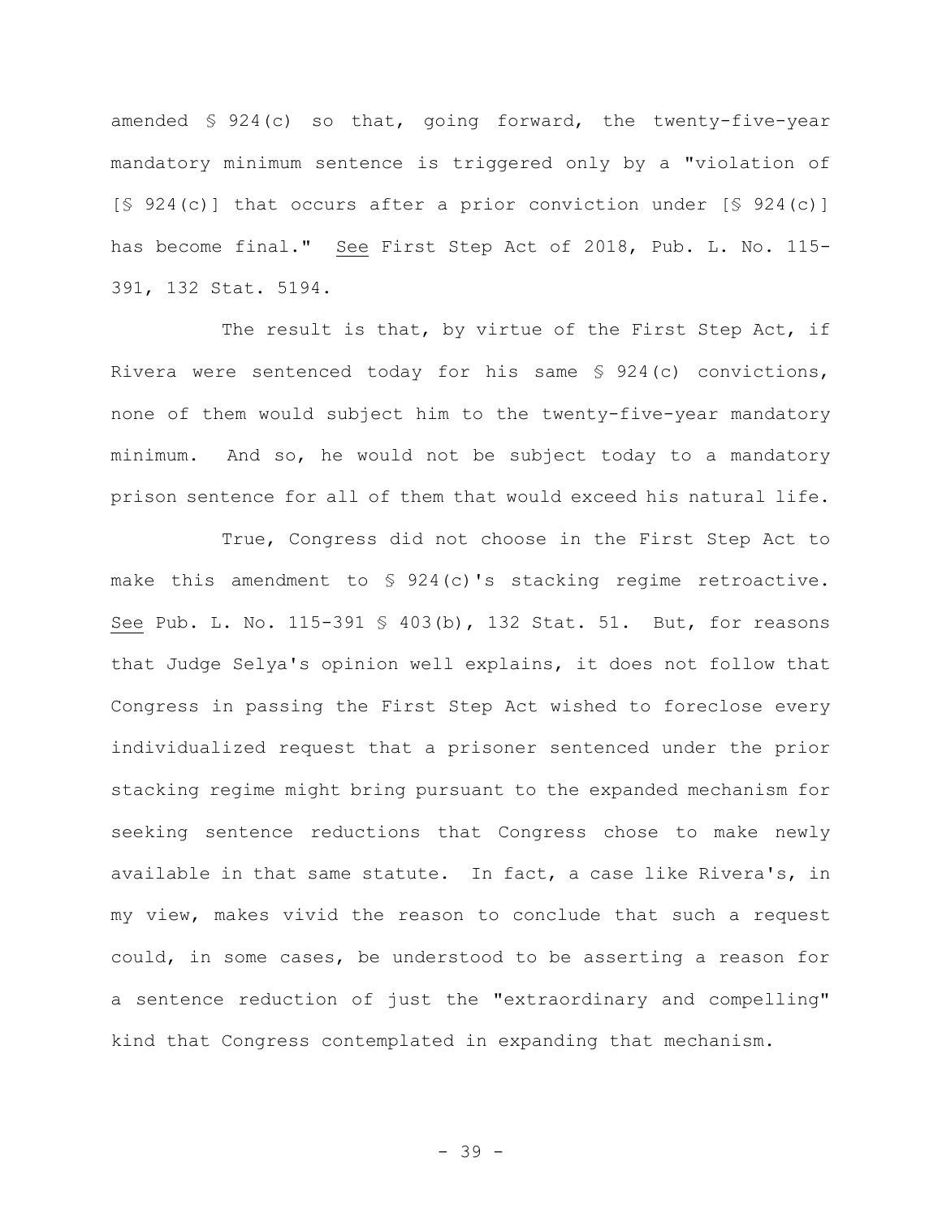amended § 924(c) so that, going forward, the twenty-five-year mandatory minimum sentence is triggered only by a "violation of [§ 924(c)] that occurs after a prior conviction under [§ 924(c)] has become final." See First Step Act of 2018, Pub. L. No. 115-391, 132 Stat. 5194.

The result is that, by virtue of the First Step Act, if Rivera were sentenced today for his same § 924(c) convictions, none of them would subject him to the twenty-five-year mandatory minimum. And so, he would not be subject today to a mandatory prison sentence for all of them that would exceed his natural life.

True, Congress did not choose in the First Step Act to make this amendment to § 924(c)'s stacking regime retroactive. See Pub. L. No. 115-391 § 403(b), 132 Stat. 51. But, for reasons that Judge Selya's opinion well explains, it does not follow that Congress in passing the First Step Act wished to foreclose every individualized request that a prisoner sentenced under the prior stacking regime might bring pursuant to the expanded mechanism for seeking sentence reductions that Congress chose to make newly available in that same statute. In fact, a case like Rivera's, in my view, makes vivid the reason to conclude that such a request could, in some cases, be understood to be asserting a reason for a sentence reduction of just the "extraordinary and compelling" kind that Congress contemplated in expanding that mechanism.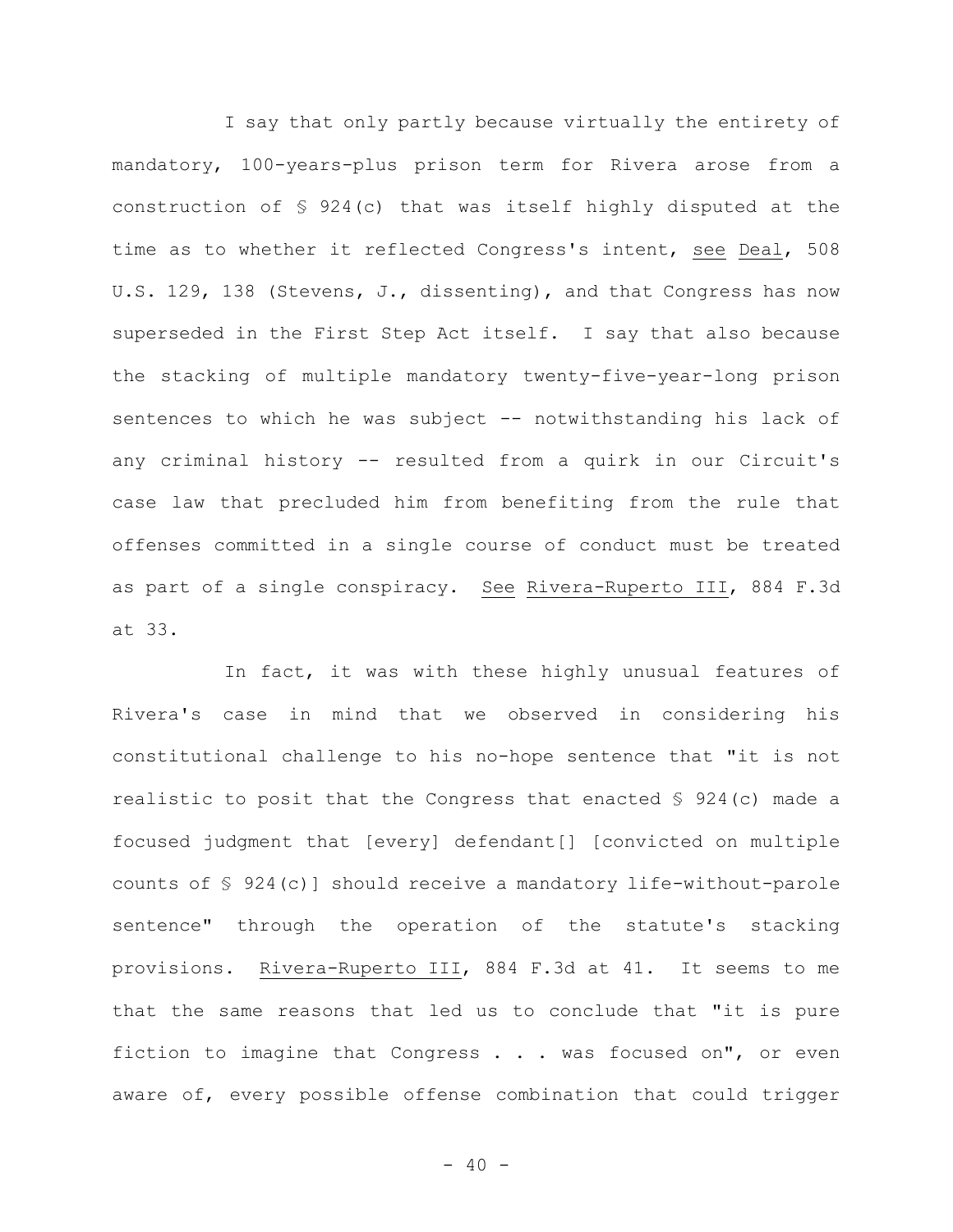I say that only partly because virtually the entirety of mandatory, 100-years-plus prison term for Rivera arose from a construction of § 924(c) that was itself highly disputed at the time as to whether it reflected Congress's intent, see Deal, 508 U.S. 129, 138 (Stevens, J., dissenting), and that Congress has now superseded in the First Step Act itself. I say that also because the stacking of multiple mandatory twenty-five-year-long prison sentences to which he was subject -- notwithstanding his lack of any criminal history -- resulted from a quirk in our Circuit's case law that precluded him from benefiting from the rule that offenses committed in a single course of conduct must be treated as part of a single conspiracy. See Rivera-Ruperto III, 884 F.3d at 33.

In fact, it was with these highly unusual features of Rivera's case in mind that we observed in considering his constitutional challenge to his no-hope sentence that "it is not realistic to posit that the Congress that enacted § 924(c) made a focused judgment that [every] defendant[] [convicted on multiple counts of § 924(c)] should receive a mandatory life-without-parole sentence" through the operation of the statute's stacking provisions. Rivera-Ruperto III, 884 F.3d at 41. It seems to me that the same reasons that led us to conclude that "it is pure fiction to imagine that Congress . . . was focused on", or even aware of, every possible offense combination that could trigger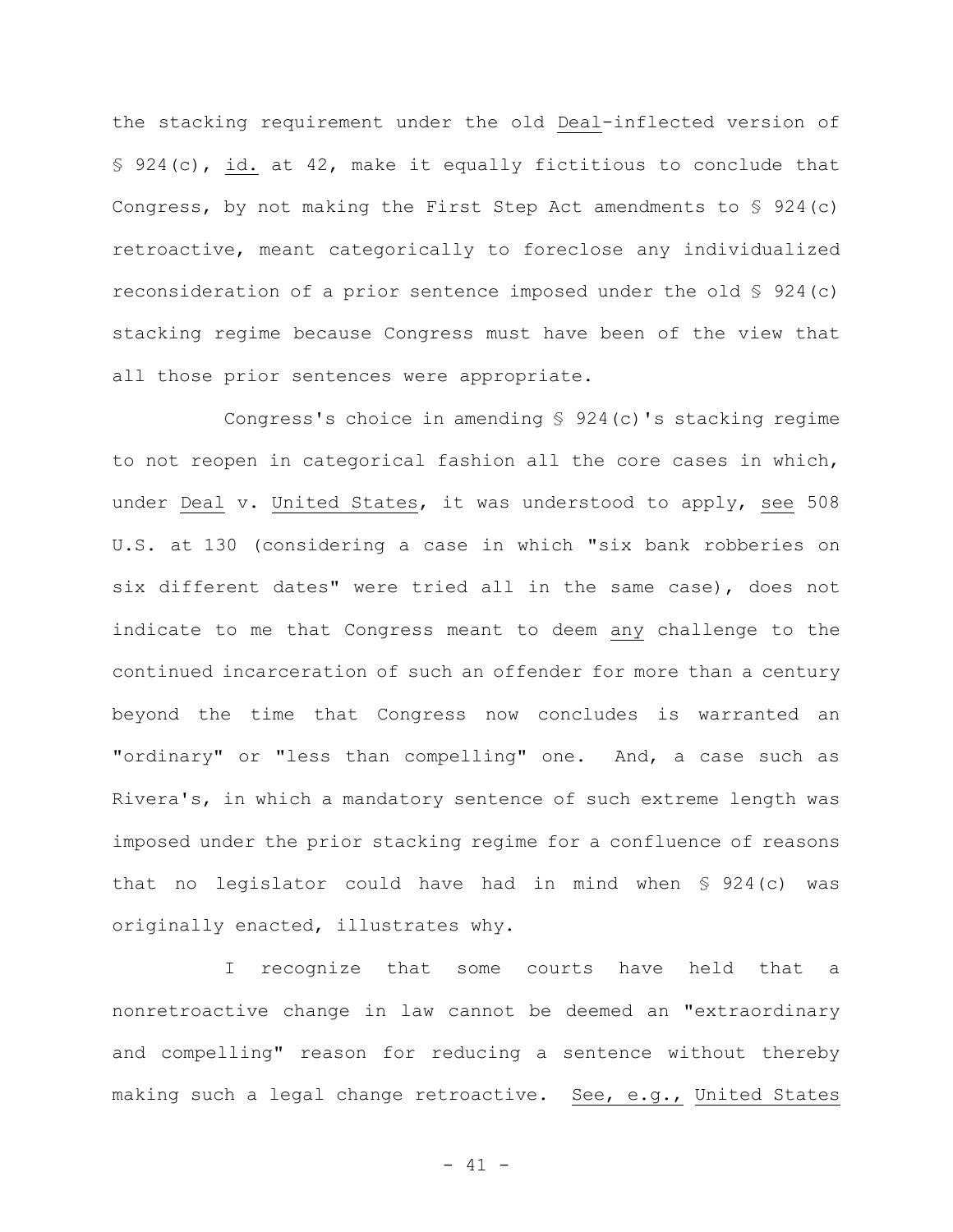the stacking requirement under the old Deal-inflected version of § 924(c), id. at 42, make it equally fictitious to conclude that Congress, by not making the First Step Act amendments to § 924(c) retroactive, meant categorically to foreclose any individualized reconsideration of a prior sentence imposed under the old § 924(c) stacking regime because Congress must have been of the view that all those prior sentences were appropriate.

Congress's choice in amending § 924(c)'s stacking regime to not reopen in categorical fashion all the core cases in which, under Deal v. United States, it was understood to apply, see 508 U.S. at 130 (considering a case in which "six bank robberies on six different dates" were tried all in the same case), does not indicate to me that Congress meant to deem any challenge to the continued incarceration of such an offender for more than a century beyond the time that Congress now concludes is warranted an "ordinary" or "less than compelling" one. And, a case such as Rivera's, in which a mandatory sentence of such extreme length was imposed under the prior stacking regime for a confluence of reasons that no legislator could have had in mind when § 924(c) was originally enacted, illustrates why.

I recognize that some courts have held that a nonretroactive change in law cannot be deemed an "extraordinary and compelling" reason for reducing a sentence without thereby making such a legal change retroactive. See, e.g., United States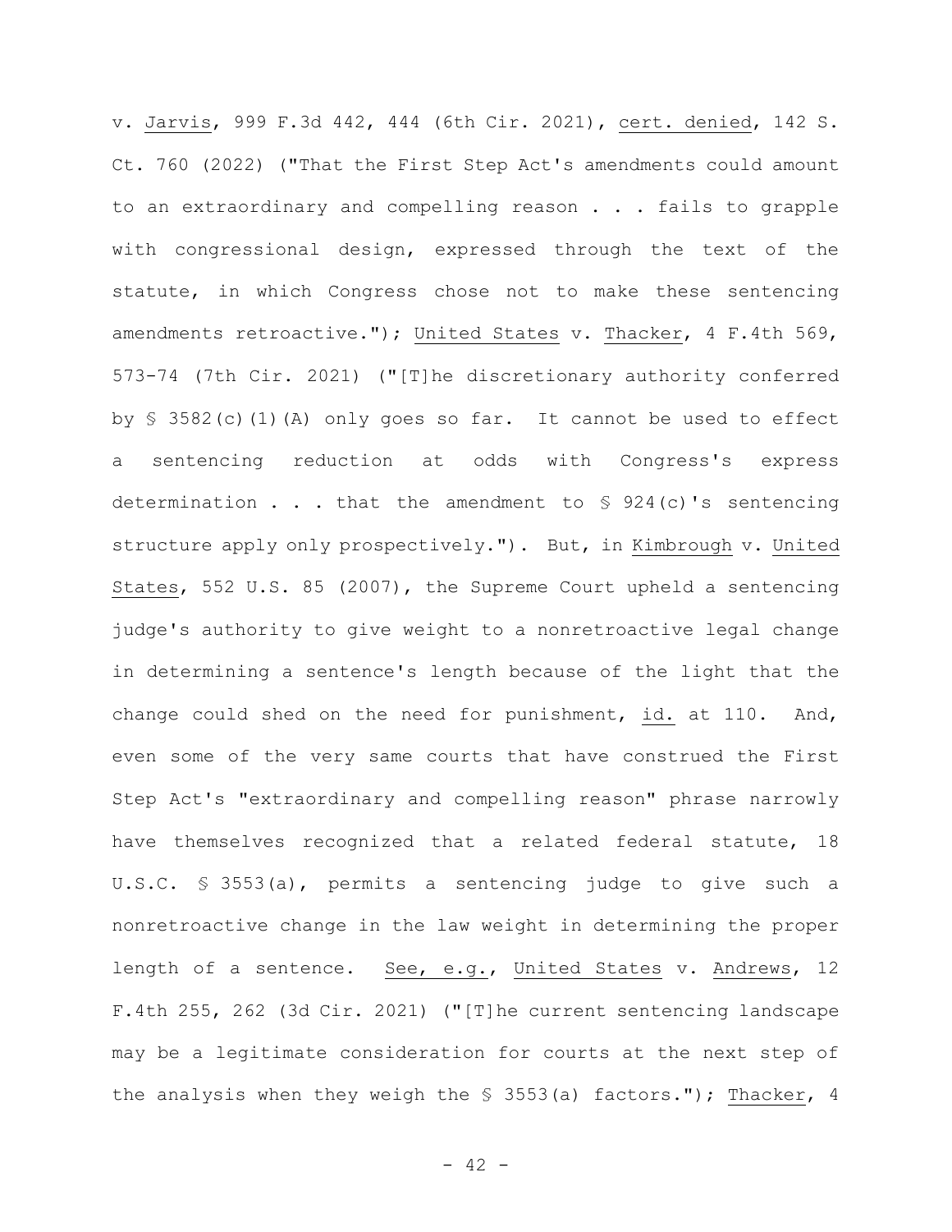v. Jarvis, 999 F.3d 442, 444 (6th Cir. 2021), cert. denied, 142 S. Ct. 760 (2022) ("That the First Step Act's amendments could amount to an extraordinary and compelling reason . . . fails to grapple with congressional design, expressed through the text of the statute, in which Congress chose not to make these sentencing amendments retroactive."); United States v. Thacker, 4 F.4th 569, 573-74 (7th Cir. 2021) ("[T]he discretionary authority conferred by § 3582(c)(1)(A) only goes so far. It cannot be used to effect a sentencing reduction at odds with Congress's express determination . . . that the amendment to § 924(c)'s sentencing structure apply only prospectively."). But, in Kimbrough v. United States, 552 U.S. 85 (2007), the Supreme Court upheld a sentencing judge's authority to give weight to a nonretroactive legal change in determining a sentence's length because of the light that the change could shed on the need for punishment, id. at 110. And, even some of the very same courts that have construed the First Step Act's "extraordinary and compelling reason" phrase narrowly have themselves recognized that a related federal statute, 18 U.S.C. § 3553(a), permits a sentencing judge to give such a nonretroactive change in the law weight in determining the proper length of a sentence. See, e.g., United States v. Andrews, 12 F.4th 255, 262 (3d Cir. 2021) ("[T]he current sentencing landscape may be a legitimate consideration for courts at the next step of the analysis when they weigh the § 3553(a) factors."); Thacker, 4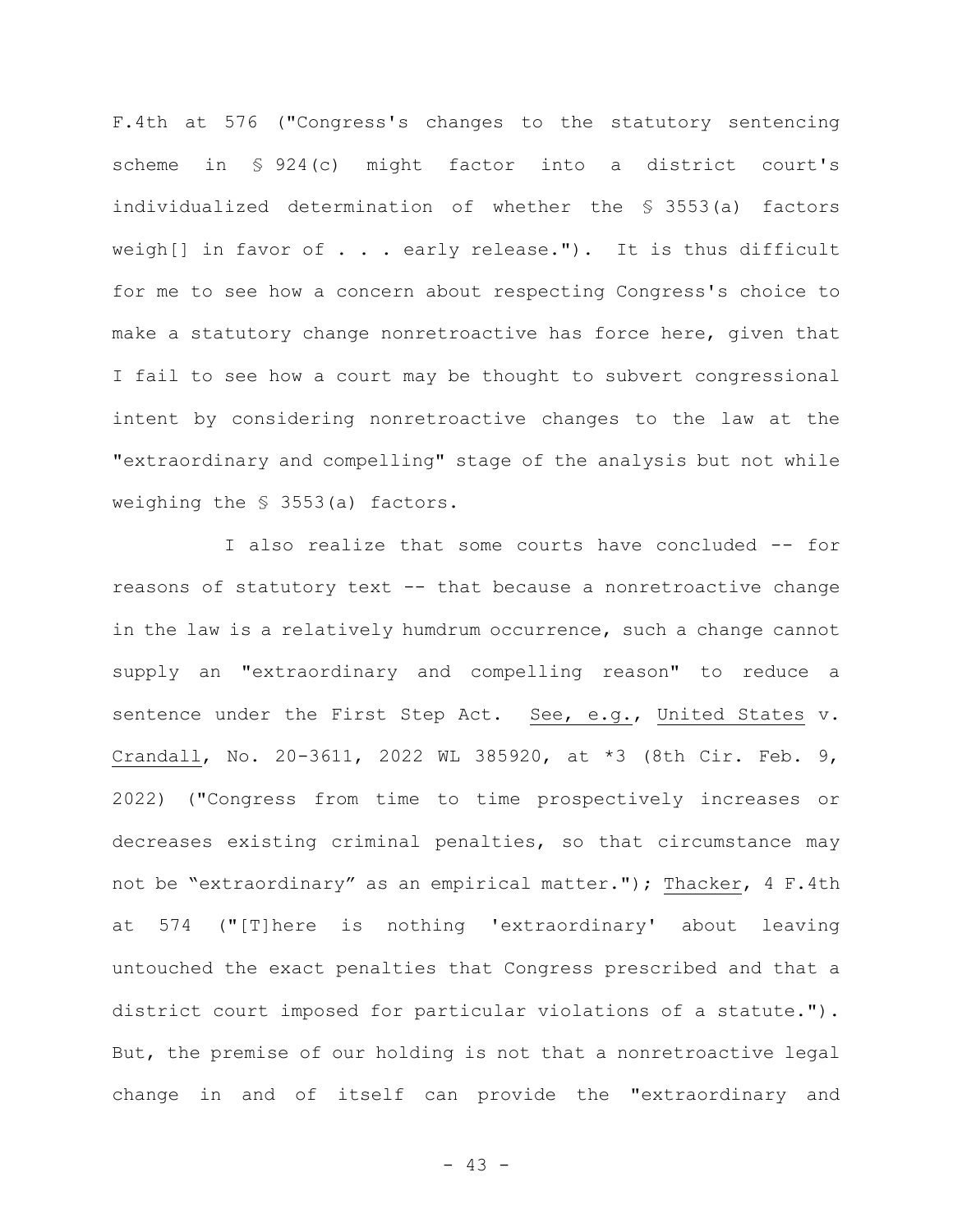F.4th at 576 ("Congress's changes to the statutory sentencing scheme in § 924(c) might factor into a district court's individualized determination of whether the § 3553(a) factors weigh[] in favor of . . . early release."). It is thus difficult for me to see how a concern about respecting Congress's choice to make a statutory change nonretroactive has force here, given that I fail to see how a court may be thought to subvert congressional intent by considering nonretroactive changes to the law at the "extraordinary and compelling" stage of the analysis but not while weighing the § 3553(a) factors.

I also realize that some courts have concluded -- for reasons of statutory text -- that because a nonretroactive change in the law is a relatively humdrum occurrence, such a change cannot supply an "extraordinary and compelling reason" to reduce a sentence under the First Step Act. See, e.g., United States v. Crandall, No. 20-3611, 2022 WL 385920, at *3 (8th Cir. Feb. 9, 2022) ("Congress from time to time prospectively increases or decreases existing criminal penalties, so that circumstance may not be "extraordinary" as an empirical matter."); Thacker, 4 F.4th at 574 ("[T]here is nothing 'extraordinary' about leaving untouched the exact penalties that Congress prescribed and that a district court imposed for particular violations of a statute."). But, the premise of our holding is not that a nonretroactive legal change in and of itself can provide the "extraordinary and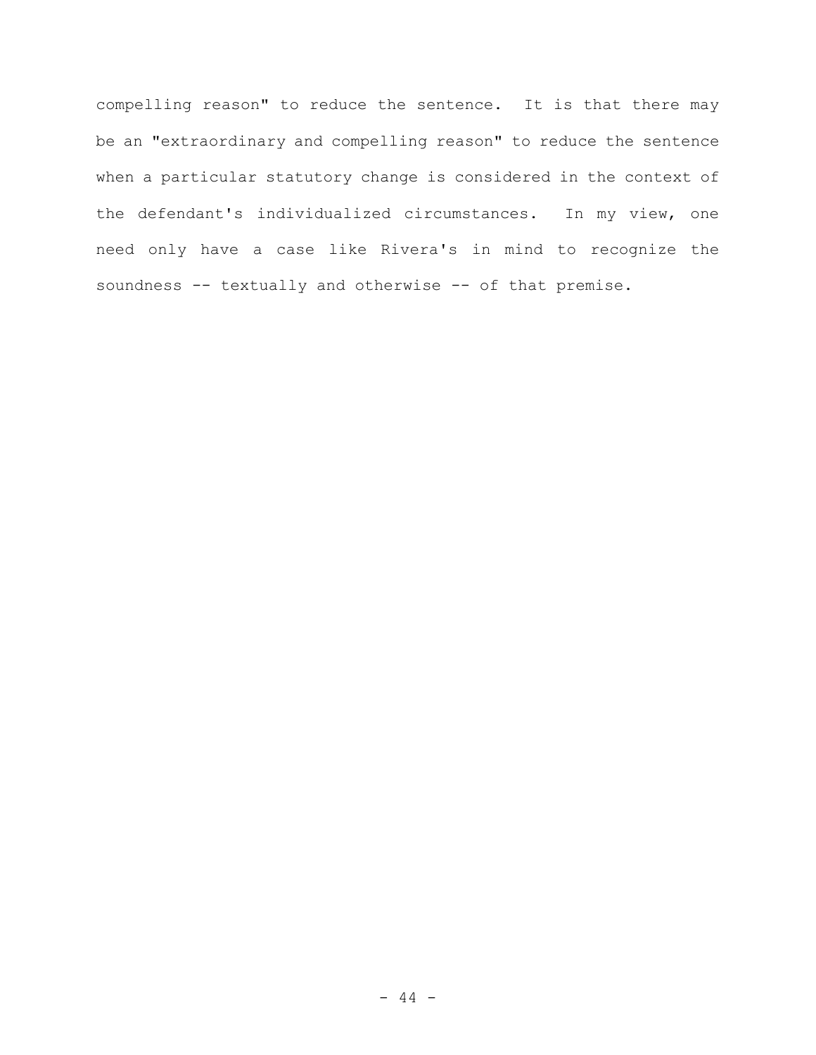compelling reason" to reduce the sentence. It is that there may be an "extraordinary and compelling reason" to reduce the sentence when a particular statutory change is considered in the context of the defendant's individualized circumstances. In my view, one need only have a case like Rivera's in mind to recognize the soundness -- textually and otherwise -- of that premise.